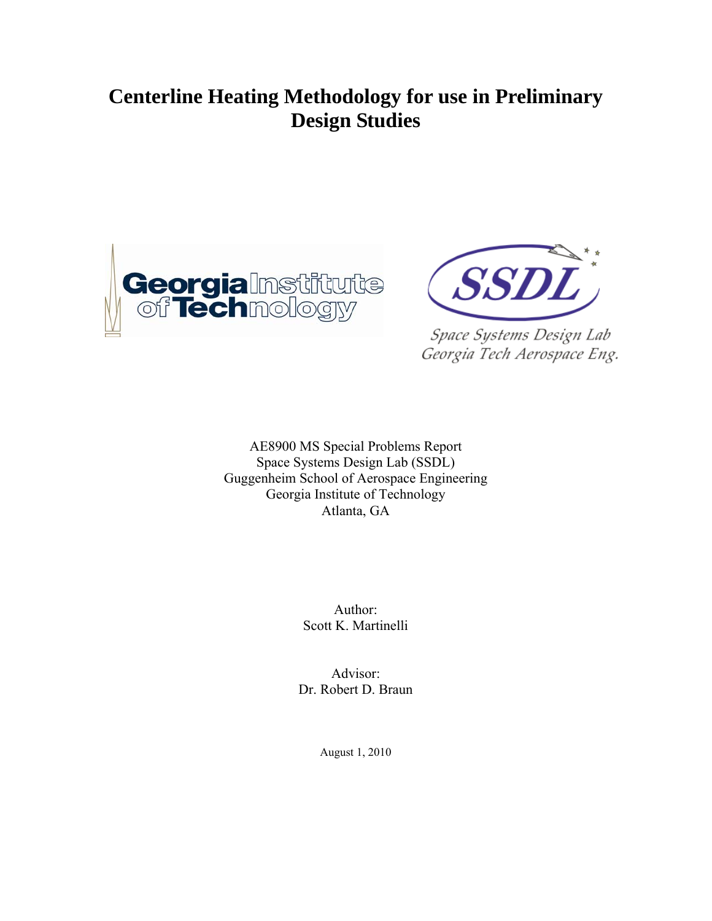# Centerline Heating Methodology for use in Preliminary Design Studies

AE8900 MS Special Problems Report
Space Systems Design Lab (SSDL)
Guggenheim School of Aerospace Engineering
Georgia Institute of Technology
Atlanta, GA

Author:
Scott K. Martinelli

Advisor:
Dr. Robert D. Braun

August 1, 2010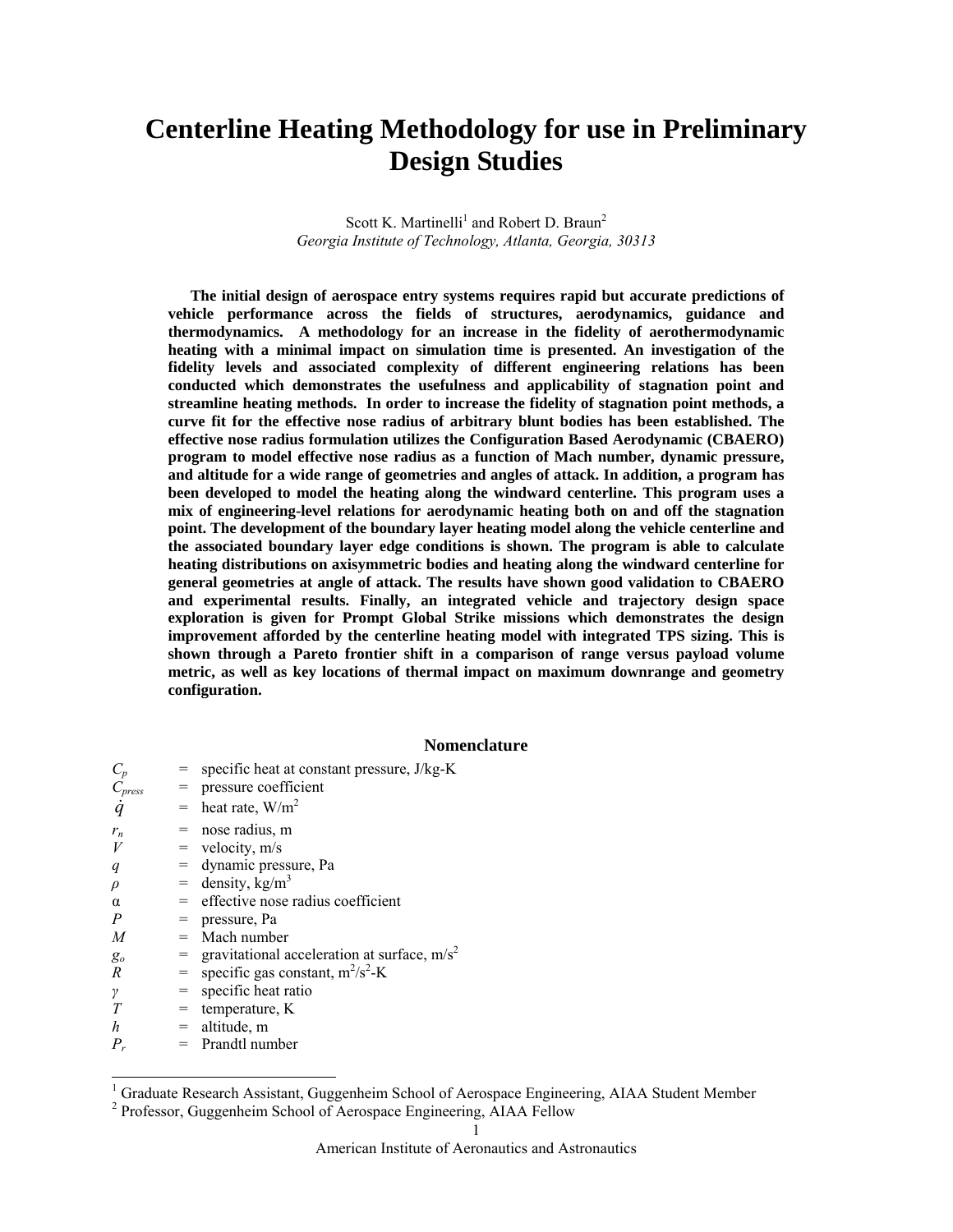# Centerline Heating Methodology for use in Preliminary Design Studies

Scott K. Martinelli[1] and Robert D. Braun[2]

*Georgia Institute of Technology, Atlanta, Georgia, 30313*

**The initial design of aerospace entry systems requires rapid but accurate predictions of vehicle performance across the fields of structures, aerodynamics, guidance and thermodynamics. A methodology for an increase in the fidelity of aerothermodynamic heating with a minimal impact on simulation time is presented. An investigation of the fidelity levels and associated complexity of different engineering relations has been conducted which demonstrates the usefulness and applicability of stagnation point and streamline heating methods. In order to increase the fidelity of stagnation point methods, a curve fit for the effective nose radius of arbitrary blunt bodies has been established. The effective nose radius formulation utilizes the Configuration Based Aerodynamic (CBAERO) program to model effective nose radius as a function of Mach number, dynamic pressure, and altitude for a wide range of geometries and angles of attack. In addition, a program has been developed to model the heating along the windward centerline. This program uses a mix of engineering-level relations for aerodynamic heating both on and off the stagnation point. The development of the boundary layer heating model along the vehicle centerline and the associated boundary layer edge conditions is shown. The program is able to calculate heating distributions on axisymmetric bodies and heating along the windward centerline for general geometries at angle of attack. The results have shown good validation to CBAERO and experimental results. Finally, an integrated vehicle and trajectory design space exploration is given for Prompt Global Strike missions which demonstrates the design improvement afforded by the centerline heating model with integrated TPS sizing. This is shown through a Pareto frontier shift in a comparison of range versus payload volume metric, as well as key locations of thermal impact on maximum downrange and geometry configuration.**

## Nomenclature

| | | |
|---|---|---|
| $C_p$ | = | specific heat at constant pressure, J/kg-K |
| $C_{press}$ | = | pressure coefficient |
| $\dot{q}$ | = | heat rate, W/m$^2$ |
| $r_n$ | = | nose radius, m |
| $V$ | = | velocity, m/s |
| $q$ | = | dynamic pressure, Pa |
| $\rho$ | = | density, kg/m$^3$ |
| $\alpha$ | = | effective nose radius coefficient |
| $P$ | = | pressure, Pa |
| $M$ | = | Mach number |
| $g_o$ | = | gravitational acceleration at surface, m/s$^2$ |
| $R$ | = | specific gas constant, m$^2$/s$^2$-K |
| $\gamma$ | = | specific heat ratio |
| $T$ | = | temperature, K |
| $h$ | = | altitude, m |
| $P_r$ | = | Prandtl number |

[1] Graduate Research Assistant, Guggenheim School of Aerospace Engineering, AIAA Student Member

[2] Professor, Guggenheim School of Aerospace Engineering, AIAA Fellow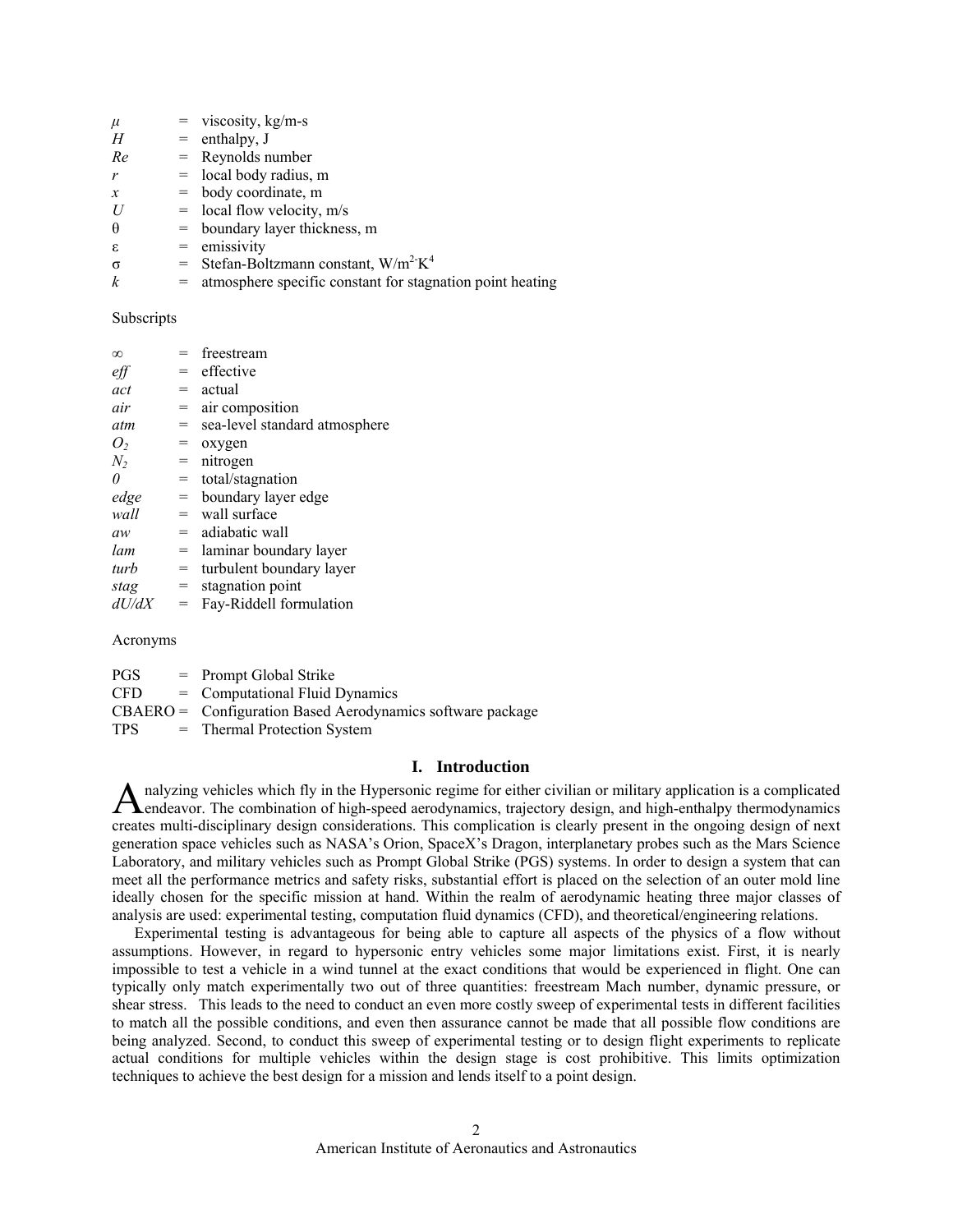| | | |
|---|---|---|
| $\mu$ | = | viscosity, kg/m-s |
| $H$ | = | enthalpy, J |
| $Re$ | = | Reynolds number |
| $r$ | = | local body radius, m |
| $x$ | = | body coordinate, m |
| $U$ | = | local flow velocity, m/s |
| $\theta$ | = | boundary layer thickness, m |
| $\varepsilon$ | = | emissivity |
| $\sigma$ | = | Stefan-Boltzmann constant, $W/m^2 \cdot K^4$ |
| $k$ | = | atmosphere specific constant for stagnation point heating |

Subscripts

| | | |
|---|---|---|
| $\infty$ | = | freestream |
| *eff* | = | effective |
| *act* | = | actual |
| *air* | = | air composition |
| *atm* | = | sea-level standard atmosphere |
| $O_2$ | = | oxygen |
| $N_2$ | = | nitrogen |
| *0* | = | total/stagnation |
| *edge* | = | boundary layer edge |
| *wall* | = | wall surface |
| *aw* | = | adiabatic wall |
| *lam* | = | laminar boundary layer |
| *turb* | = | turbulent boundary layer |
| *stag* | = | stagnation point |
| *dU/dX* | = | Fay-Riddell formulation |

Acronyms

| | | |
|---|---|---|
| PGS | = | Prompt Global Strike |
| CFD | = | Computational Fluid Dynamics |
| CBAERO | = | Configuration Based Aerodynamics software package |
| TPS | = | Thermal Protection System |

## I. Introduction

Analyzing vehicles which fly in the Hypersonic regime for either civilian or military application is a complicated endeavor. The combination of high-speed aerodynamics, trajectory design, and high-enthalpy thermodynamics creates multi-disciplinary design considerations. This complication is clearly present in the ongoing design of next generation space vehicles such as NASA's Orion, SpaceX's Dragon, interplanetary probes such as the Mars Science Laboratory, and military vehicles such as Prompt Global Strike (PGS) systems. In order to design a system that can meet all the performance metrics and safety risks, substantial effort is placed on the selection of an outer mold line ideally chosen for the specific mission at hand. Within the realm of aerodynamic heating three major classes of analysis are used: experimental testing, computation fluid dynamics (CFD), and theoretical/engineering relations.

Experimental testing is advantageous for being able to capture all aspects of the physics of a flow without assumptions. However, in regard to hypersonic entry vehicles some major limitations exist. First, it is nearly impossible to test a vehicle in a wind tunnel at the exact conditions that would be experienced in flight. One can typically only match experimentally two out of three quantities: freestream Mach number, dynamic pressure, or shear stress. This leads to the need to conduct an even more costly sweep of experimental tests in different facilities to match all the possible conditions, and even then assurance cannot be made that all possible flow conditions are being analyzed. Second, to conduct this sweep of experimental testing or to design flight experiments to replicate actual conditions for multiple vehicles within the design stage is cost prohibitive. This limits optimization techniques to achieve the best design for a mission and lends itself to a point design.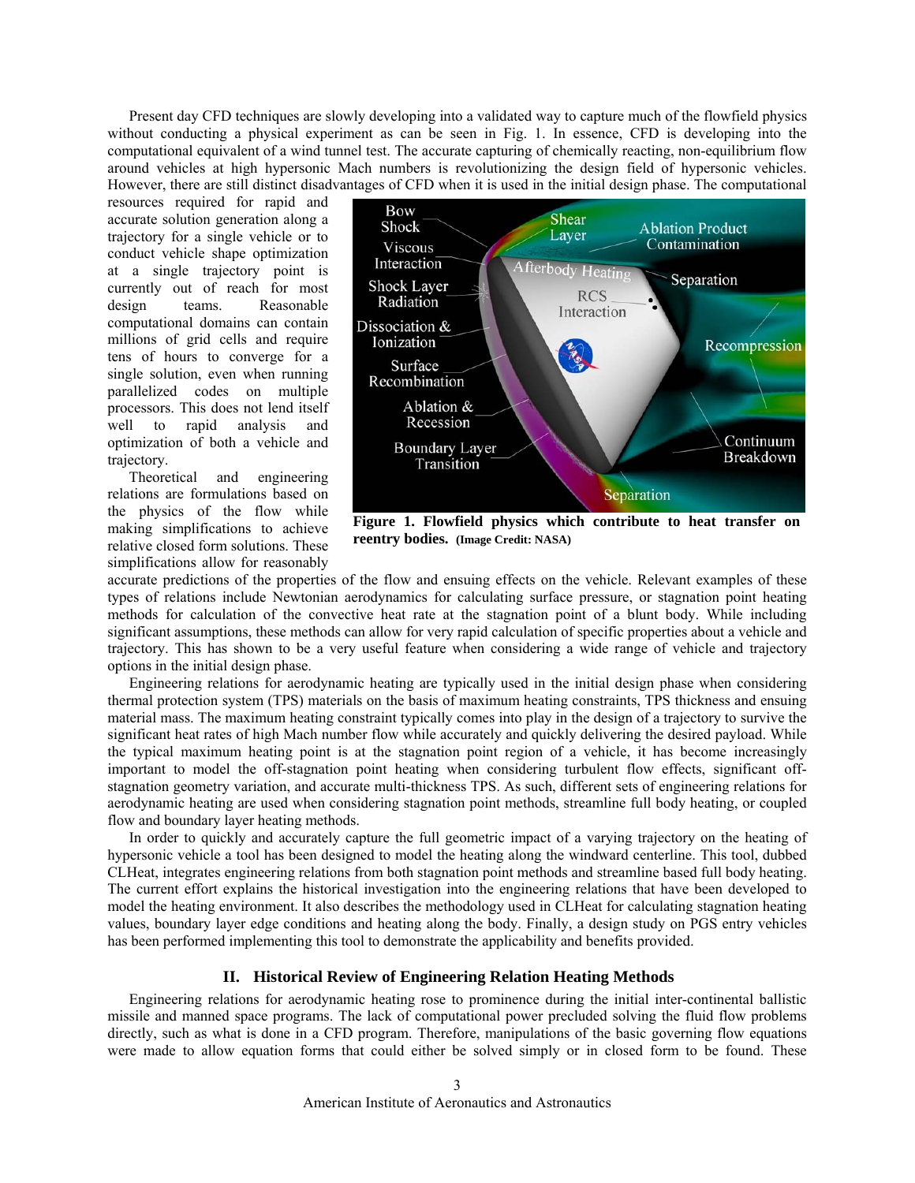Present day CFD techniques are slowly developing into a validated way to capture much of the flowfield physics without conducting a physical experiment as can be seen in Fig. 1. In essence, CFD is developing into the computational equivalent of a wind tunnel test. The accurate capturing of chemically reacting, non-equilibrium flow around vehicles at high hypersonic Mach numbers is revolutionizing the design field of hypersonic vehicles. However, there are still distinct disadvantages of CFD when it is used in the initial design phase. The computational resources required for rapid and accurate solution generation along a trajectory for a single vehicle or to conduct vehicle shape optimization at a single trajectory point is currently out of reach for most design teams. Reasonable computational domains can contain millions of grid cells and require tens of hours to converge for a single solution, even when running parallelized codes on multiple processors. This does not lend itself well to rapid analysis and optimization of both a vehicle and trajectory.

**Figure 1. Flowfield physics which contribute to heat transfer on reentry bodies.** **(Image Credit: NASA)**

Theoretical and engineering relations are formulations based on the physics of the flow while making simplifications to achieve relative closed form solutions. These simplifications allow for reasonably accurate predictions of the properties of the flow and ensuing effects on the vehicle. Relevant examples of these types of relations include Newtonian aerodynamics for calculating surface pressure, or stagnation point heating methods for calculation of the convective heat rate at the stagnation point of a blunt body. While including significant assumptions, these methods can allow for very rapid calculation of specific properties about a vehicle and trajectory. This has shown to be a very useful feature when considering a wide range of vehicle and trajectory options in the initial design phase.

Engineering relations for aerodynamic heating are typically used in the initial design phase when considering thermal protection system (TPS) materials on the basis of maximum heating constraints, TPS thickness and ensuing material mass. The maximum heating constraint typically comes into play in the design of a trajectory to survive the significant heat rates of high Mach number flow while accurately and quickly delivering the desired payload. While the typical maximum heating point is at the stagnation point region of a vehicle, it has become increasingly important to model the off-stagnation point heating when considering turbulent flow effects, significant off-stagnation geometry variation, and accurate multi-thickness TPS. As such, different sets of engineering relations for aerodynamic heating are used when considering stagnation point methods, streamline full body heating, or coupled flow and boundary layer heating methods.

In order to quickly and accurately capture the full geometric impact of a varying trajectory on the heating of hypersonic vehicle a tool has been designed to model the heating along the windward centerline. This tool, dubbed CLHeat, integrates engineering relations from both stagnation point methods and streamline based full body heating. The current effort explains the historical investigation into the engineering relations that have been developed to model the heating environment. It also describes the methodology used in CLHeat for calculating stagnation heating values, boundary layer edge conditions and heating along the body. Finally, a design study on PGS entry vehicles has been performed implementing this tool to demonstrate the applicability and benefits provided.

## II. Historical Review of Engineering Relation Heating Methods

Engineering relations for aerodynamic heating rose to prominence during the initial inter-continental ballistic missile and manned space programs. The lack of computational power precluded solving the fluid flow problems directly, such as what is done in a CFD program. Therefore, manipulations of the basic governing flow equations were made to allow equation forms that could either be solved simply or in closed form to be found. These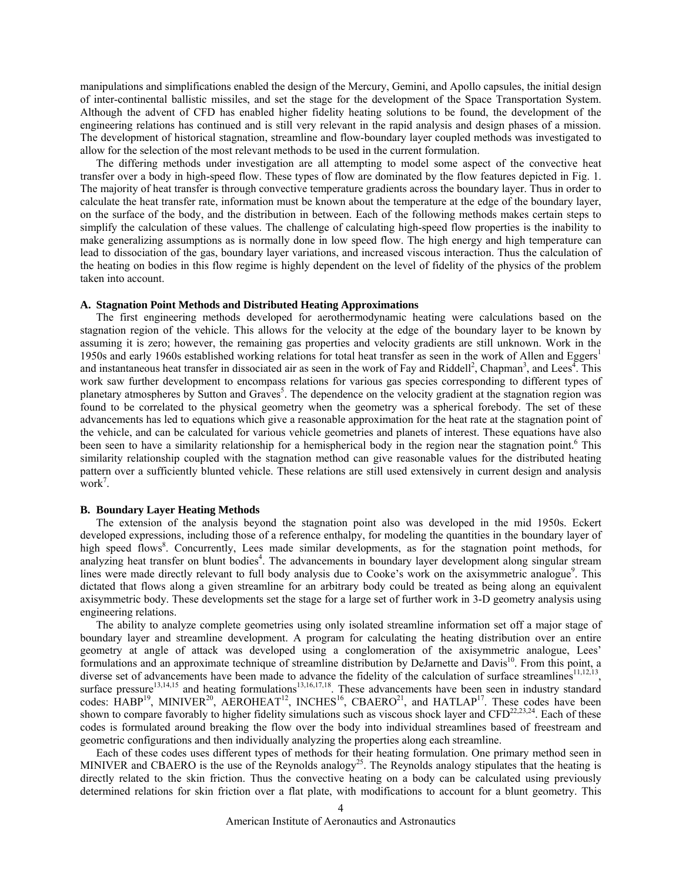manipulations and simplifications enabled the design of the Mercury, Gemini, and Apollo capsules, the initial design of inter-continental ballistic missiles, and set the stage for the development of the Space Transportation System. Although the advent of CFD has enabled higher fidelity heating solutions to be found, the development of the engineering relations has continued and is still very relevant in the rapid analysis and design phases of a mission. The development of historical stagnation, streamline and flow-boundary layer coupled methods was investigated to allow for the selection of the most relevant methods to be used in the current formulation.

The differing methods under investigation are all attempting to model some aspect of the convective heat transfer over a body in high-speed flow. These types of flow are dominated by the flow features depicted in Fig. 1. The majority of heat transfer is through convective temperature gradients across the boundary layer. Thus in order to calculate the heat transfer rate, information must be known about the temperature at the edge of the boundary layer, on the surface of the body, and the distribution in between. Each of the following methods makes certain steps to simplify the calculation of these values. The challenge of calculating high-speed flow properties is the inability to make generalizing assumptions as is normally done in low speed flow. The high energy and high temperature can lead to dissociation of the gas, boundary layer variations, and increased viscous interaction. Thus the calculation of the heating on bodies in this flow regime is highly dependent on the level of fidelity of the physics of the problem taken into account.

### A. Stagnation Point Methods and Distributed Heating Approximations

The first engineering methods developed for aerothermodynamic heating were calculations based on the stagnation region of the vehicle. This allows for the velocity at the edge of the boundary layer to be known by assuming it is zero; however, the remaining gas properties and velocity gradients are still unknown. Work in the 1950s and early 1960s established working relations for total heat transfer as seen in the work of Allen and Eggers[1] and instantaneous heat transfer in dissociated air as seen in the work of Fay and Riddell[2], Chapman[3], and Lees[4]. This work saw further development to encompass relations for various gas species corresponding to different types of planetary atmospheres by Sutton and Graves[5]. The dependence on the velocity gradient at the stagnation region was found to be correlated to the physical geometry when the geometry was a spherical forebody. The set of these advancements has led to equations which give a reasonable approximation for the heat rate at the stagnation point of the vehicle, and can be calculated for various vehicle geometries and planets of interest. These equations have also been seen to have a similarity relationship for a hemispherical body in the region near the stagnation point.[6] This similarity relationship coupled with the stagnation method can give reasonable values for the distributed heating pattern over a sufficiently blunted vehicle. These relations are still used extensively in current design and analysis work[7].

### B. Boundary Layer Heating Methods

The extension of the analysis beyond the stagnation point also was developed in the mid 1950s. Eckert developed expressions, including those of a reference enthalpy, for modeling the quantities in the boundary layer of high speed flows[8]. Concurrently, Lees made similar developments, as for the stagnation point methods, for analyzing heat transfer on blunt bodies[4]. The advancements in boundary layer development along singular stream lines were made directly relevant to full body analysis due to Cooke's work on the axisymmetric analogue[9]. This dictated that flows along a given streamline for an arbitrary body could be treated as being along an equivalent axisymmetric body. These developments set the stage for a large set of further work in 3-D geometry analysis using engineering relations.

The ability to analyze complete geometries using only isolated streamline information set off a major stage of boundary layer and streamline development. A program for calculating the heating distribution over an entire geometry at angle of attack was developed using a conglomeration of the axisymmetric analogue, Lees' formulations and an approximate technique of streamline distribution by DeJarnette and Davis[10]. From this point, a diverse set of advancements have been made to advance the fidelity of the calculation of surface streamlines[11,12,13], surface pressure[13,14,15] and heating formulations[13,16,17,18]. These advancements have been seen in industry standard codes: HABP[19], MINIVER[20], AEROHEAT[12], INCHES[16], CBAERO[21], and HATLAP[17]. These codes have been shown to compare favorably to higher fidelity simulations such as viscous shock layer and CFD[22,23,24]. Each of these codes is formulated around breaking the flow over the body into individual streamlines based of freestream and geometric configurations and then individually analyzing the properties along each streamline.

Each of these codes uses different types of methods for their heating formulation. One primary method seen in MINIVER and CBAERO is the use of the Reynolds analogy[25]. The Reynolds analogy stipulates that the heating is directly related to the skin friction. Thus the convective heating on a body can be calculated using previously determined relations for skin friction over a flat plate, with modifications to account for a blunt geometry. This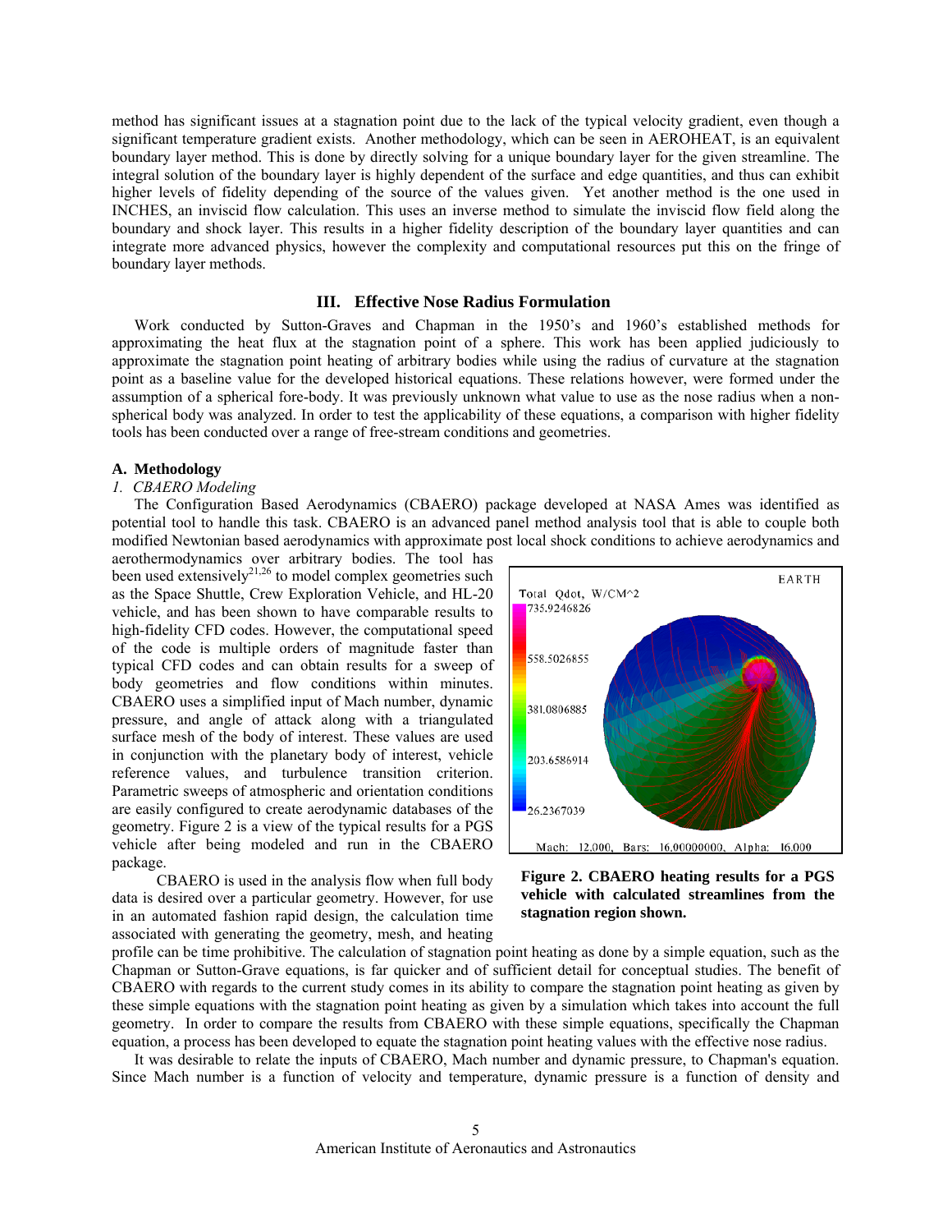method has significant issues at a stagnation point due to the lack of the typical velocity gradient, even though a significant temperature gradient exists. Another methodology, which can be seen in AEROHEAT, is an equivalent boundary layer method. This is done by directly solving for a unique boundary layer for the given streamline. The integral solution of the boundary layer is highly dependent of the surface and edge quantities, and thus can exhibit higher levels of fidelity depending of the source of the values given. Yet another method is the one used in INCHES, an inviscid flow calculation. This uses an inverse method to simulate the inviscid flow field along the boundary and shock layer. This results in a higher fidelity description of the boundary layer quantities and can integrate more advanced physics, however the complexity and computational resources put this on the fringe of boundary layer methods.

## III. Effective Nose Radius Formulation

Work conducted by Sutton-Graves and Chapman in the 1950's and 1960's established methods for approximating the heat flux at the stagnation point of a sphere. This work has been applied judiciously to approximate the stagnation point heating of arbitrary bodies while using the radius of curvature at the stagnation point as a baseline value for the developed historical equations. These relations however, were formed under the assumption of a spherical fore-body. It was previously unknown what value to use as the nose radius when a non-spherical body was analyzed. In order to test the applicability of these equations, a comparison with higher fidelity tools has been conducted over a range of free-stream conditions and geometries.

### A. Methodology

*1. CBAERO Modeling*

The Configuration Based Aerodynamics (CBAERO) package developed at NASA Ames was identified as potential tool to handle this task. CBAERO is an advanced panel method analysis tool that is able to couple both modified Newtonian based aerodynamics with approximate post local shock conditions to achieve aerodynamics and aerothermodynamics over arbitrary bodies. The tool has been used extensively[21,26] to model complex geometries such as the Space Shuttle, Crew Exploration Vehicle, and HL-20 vehicle, and has been shown to have comparable results to high-fidelity CFD codes. However, the computational speed of the code is multiple orders of magnitude faster than typical CFD codes and can obtain results for a sweep of body geometries and flow conditions within minutes. CBAERO uses a simplified input of Mach number, dynamic pressure, and angle of attack along with a triangulated surface mesh of the body of interest. These values are used in conjunction with the planetary body of interest, vehicle reference values, and turbulence transition criterion. Parametric sweeps of atmospheric and orientation conditions are easily configured to create aerodynamic databases of the geometry. Figure 2 is a view of the typical results for a PGS vehicle after being modeled and run in the CBAERO package.

EARTH
Total Qdot, W/CM^2
735.9246826
558.5026855
381.0806885
203.6586914
26.2367039
Mach: 12.000, Bars: 16.00000000, Alpha: 16.000

**Figure 2. CBAERO heating results for a PGS vehicle with calculated streamlines from the stagnation region shown.**

CBAERO is used in the analysis flow when full body data is desired over a particular geometry. However, for use in an automated fashion rapid design, the calculation time associated with generating the geometry, mesh, and heating profile can be time prohibitive. The calculation of stagnation point heating as done by a simple equation, such as the Chapman or Sutton-Grave equations, is far quicker and of sufficient detail for conceptual studies. The benefit of CBAERO with regards to the current study comes in its ability to compare the stagnation point heating as given by these simple equations with the stagnation point heating as given by a simulation which takes into account the full geometry. In order to compare the results from CBAERO with these simple equations, specifically the Chapman equation, a process has been developed to equate the stagnation point heating values with the effective nose radius.

It was desirable to relate the inputs of CBAERO, Mach number and dynamic pressure, to Chapman's equation. Since Mach number is a function of velocity and temperature, dynamic pressure is a function of density and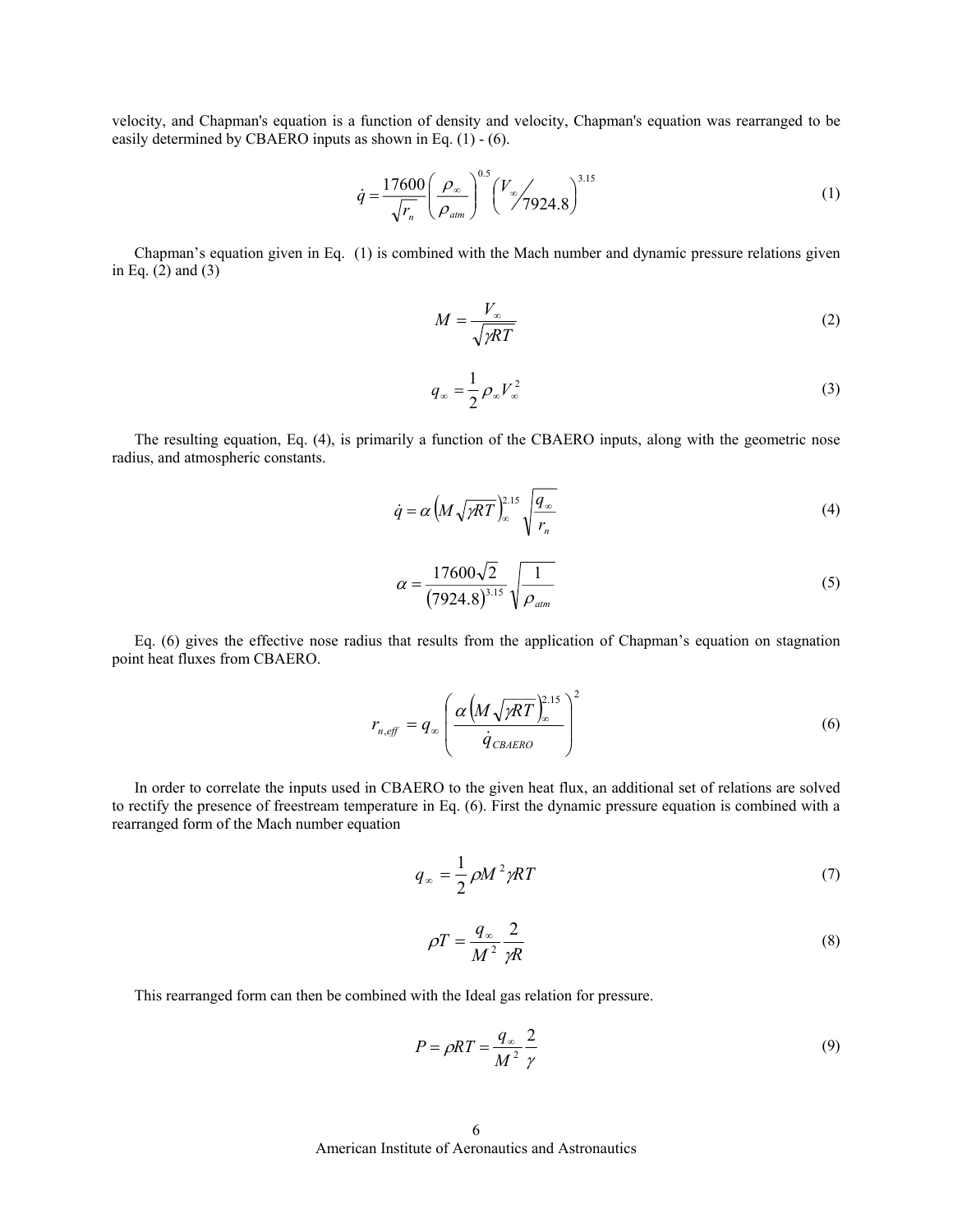velocity, and Chapman's equation is a function of density and velocity, Chapman's equation was rearranged to be easily determined by CBAERO inputs as shown in Eq. (1) - (6).

$$\dot{q} = \frac{17600}{\sqrt{r_n}} \left( \frac{\rho_\infty}{\rho_{atm}} \right)^{0.5} \left( V_\infty \big/ 7924.8 \right)^{3.15} \tag{1}$$

Chapman's equation given in Eq. (1) is combined with the Mach number and dynamic pressure relations given in Eq. (2) and (3)

$$M = \frac{V_\infty}{\sqrt{\gamma R T}} \tag{2}$$

$$q_\infty = \frac{1}{2} \rho_\infty V_\infty^2 \tag{3}$$

The resulting equation, Eq. (4), is primarily a function of the CBAERO inputs, along with the geometric nose radius, and atmospheric constants.

$$\dot{q} = \alpha \left( M \sqrt{\gamma R T} \right)_\infty^{2.15} \sqrt{\frac{q_\infty}{r_n}} \tag{4}$$

$$\alpha = \frac{17600\sqrt{2}}{(7924.8)^{3.15}} \sqrt{\frac{1}{\rho_{atm}}} \tag{5}$$

Eq. (6) gives the effective nose radius that results from the application of Chapman's equation on stagnation point heat fluxes from CBAERO.

$$r_{n,eff} = q_\infty \left( \frac{\alpha \left( M \sqrt{\gamma R T} \right)_\infty^{2.15}}{\dot{q}_{CBAERO}} \right)^2 \tag{6}$$

In order to correlate the inputs used in CBAERO to the given heat flux, an additional set of relations are solved to rectify the presence of freestream temperature in Eq. (6). First the dynamic pressure equation is combined with a rearranged form of the Mach number equation

$$q_\infty = \frac{1}{2} \rho M^2 \gamma R T \tag{7}$$

$$\rho T = \frac{q_\infty}{M^2} \frac{2}{\gamma R} \tag{8}$$

This rearranged form can then be combined with the Ideal gas relation for pressure.

$$P = \rho R T = \frac{q_\infty}{M^2} \frac{2}{\gamma} \tag{9}$$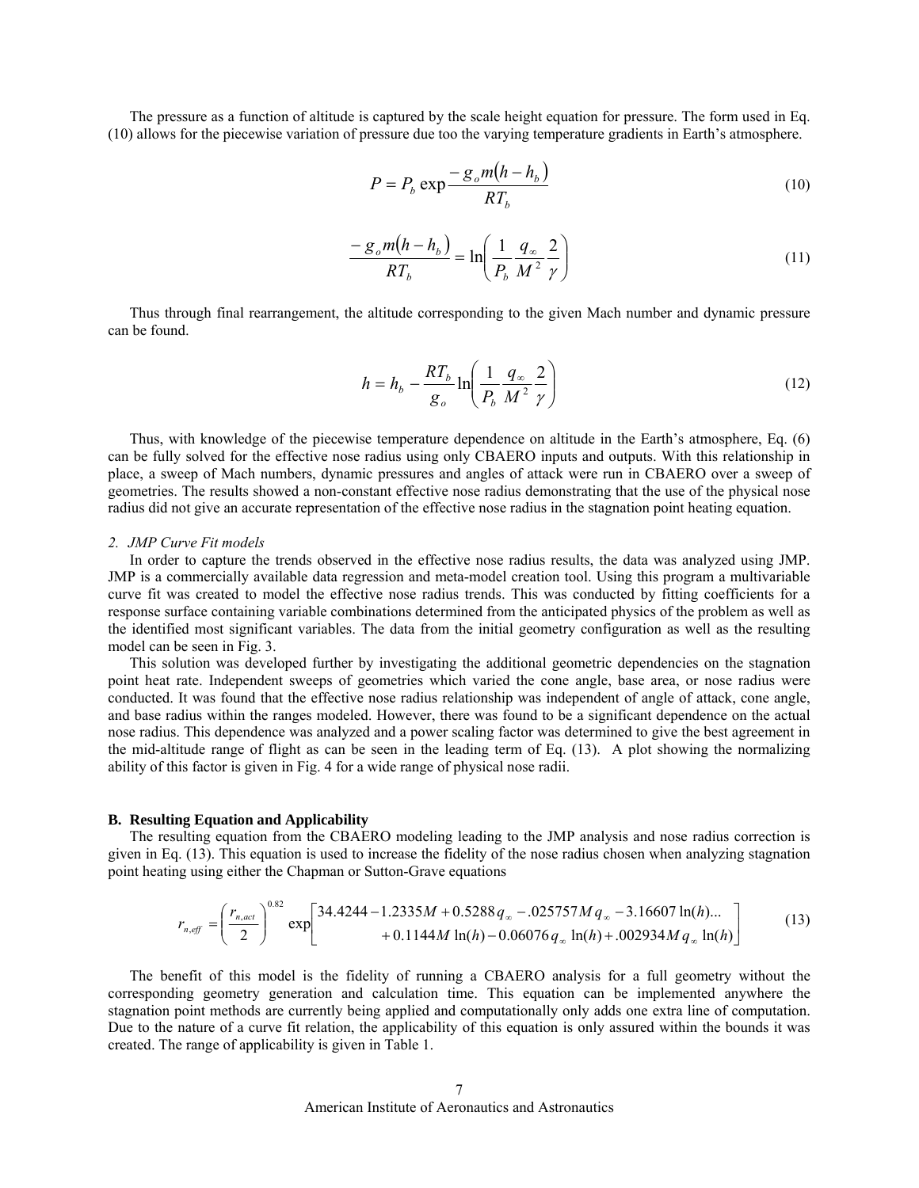The pressure as a function of altitude is captured by the scale height equation for pressure. The form used in Eq. (10) allows for the piecewise variation of pressure due too the varying temperature gradients in Earth's atmosphere.

$$P = P_b \exp \frac{-g_o m(h - h_b)}{RT_b} \tag{10}$$

$$\frac{-g_o m(h - h_b)}{RT_b} = \ln\left( \frac{1}{P_b} \frac{q_\infty}{M^2} \frac{2}{\gamma} \right) \tag{11}$$

Thus through final rearrangement, the altitude corresponding to the given Mach number and dynamic pressure can be found.

$$h = h_b - \frac{RT_b}{g_o} \ln\left( \frac{1}{P_b} \frac{q_\infty}{M^2} \frac{2}{\gamma} \right) \tag{12}$$

Thus, with knowledge of the piecewise temperature dependence on altitude in the Earth's atmosphere, Eq. (6) can be fully solved for the effective nose radius using only CBAERO inputs and outputs. With this relationship in place, a sweep of Mach numbers, dynamic pressures and angles of attack were run in CBAERO over a sweep of geometries. The results showed a non-constant effective nose radius demonstrating that the use of the physical nose radius did not give an accurate representation of the effective nose radius in the stagnation point heating equation.

*2. JMP Curve Fit models*

In order to capture the trends observed in the effective nose radius results, the data was analyzed using JMP. JMP is a commercially available data regression and meta-model creation tool. Using this program a multivariable curve fit was created to model the effective nose radius trends. This was conducted by fitting coefficients for a response surface containing variable combinations determined from the anticipated physics of the problem as well as the identified most significant variables. The data from the initial geometry configuration as well as the resulting model can be seen in Fig. 3.

This solution was developed further by investigating the additional geometric dependencies on the stagnation point heat rate. Independent sweeps of geometries which varied the cone angle, base area, or nose radius were conducted. It was found that the effective nose radius relationship was independent of angle of attack, cone angle, and base radius within the ranges modeled. However, there was found to be a significant dependence on the actual nose radius. This dependence was analyzed and a power scaling factor was determined to give the best agreement in the mid-altitude range of flight as can be seen in the leading term of Eq. (13). A plot showing the normalizing ability of this factor is given in Fig. 4 for a wide range of physical nose radii.

## B. Resulting Equation and Applicability

The resulting equation from the CBAERO modeling leading to the JMP analysis and nose radius correction is given in Eq. (13). This equation is used to increase the fidelity of the nose radius chosen when analyzing stagnation point heating using either the Chapman or Sutton-Grave equations

$$r_{n,eff} = \left( \frac{r_{n,act}}{2} \right)^{0.82} \exp\left[ \begin{array}{r} 34.4244 - 1.2335M + 0.5288\,q_\infty - .025757\,M\,q_\infty - 3.16607\,\ln(h)... \\ + 0.1144M\,\ln(h) - 0.06076\,q_\infty\,\ln(h) + .002934\,M\,q_\infty\,\ln(h) \end{array} \right] \tag{13}$$

The benefit of this model is the fidelity of running a CBAERO analysis for a full geometry without the corresponding geometry generation and calculation time. This equation can be implemented anywhere the stagnation point methods are currently being applied and computationally only adds one extra line of computation. Due to the nature of a curve fit relation, the applicability of this equation is only assured within the bounds it was created. The range of applicability is given in Table 1.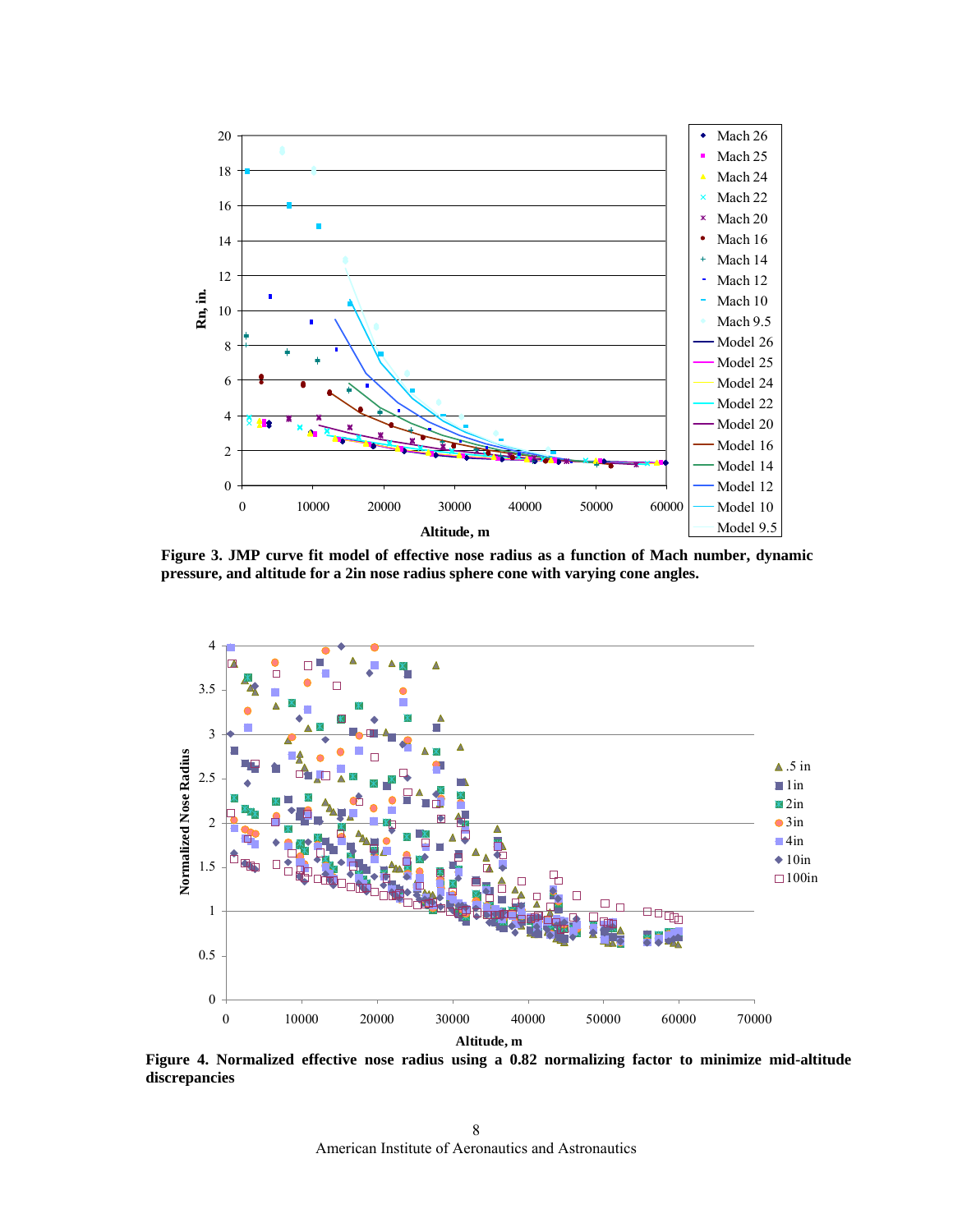**Figure 3. JMP curve fit model of effective nose radius as a function of Mach number, dynamic pressure, and altitude for a 2in nose radius sphere cone with varying cone angles.**

**Figure 4. Normalized effective nose radius using a 0.82 normalizing factor to minimize mid-altitude discrepancies**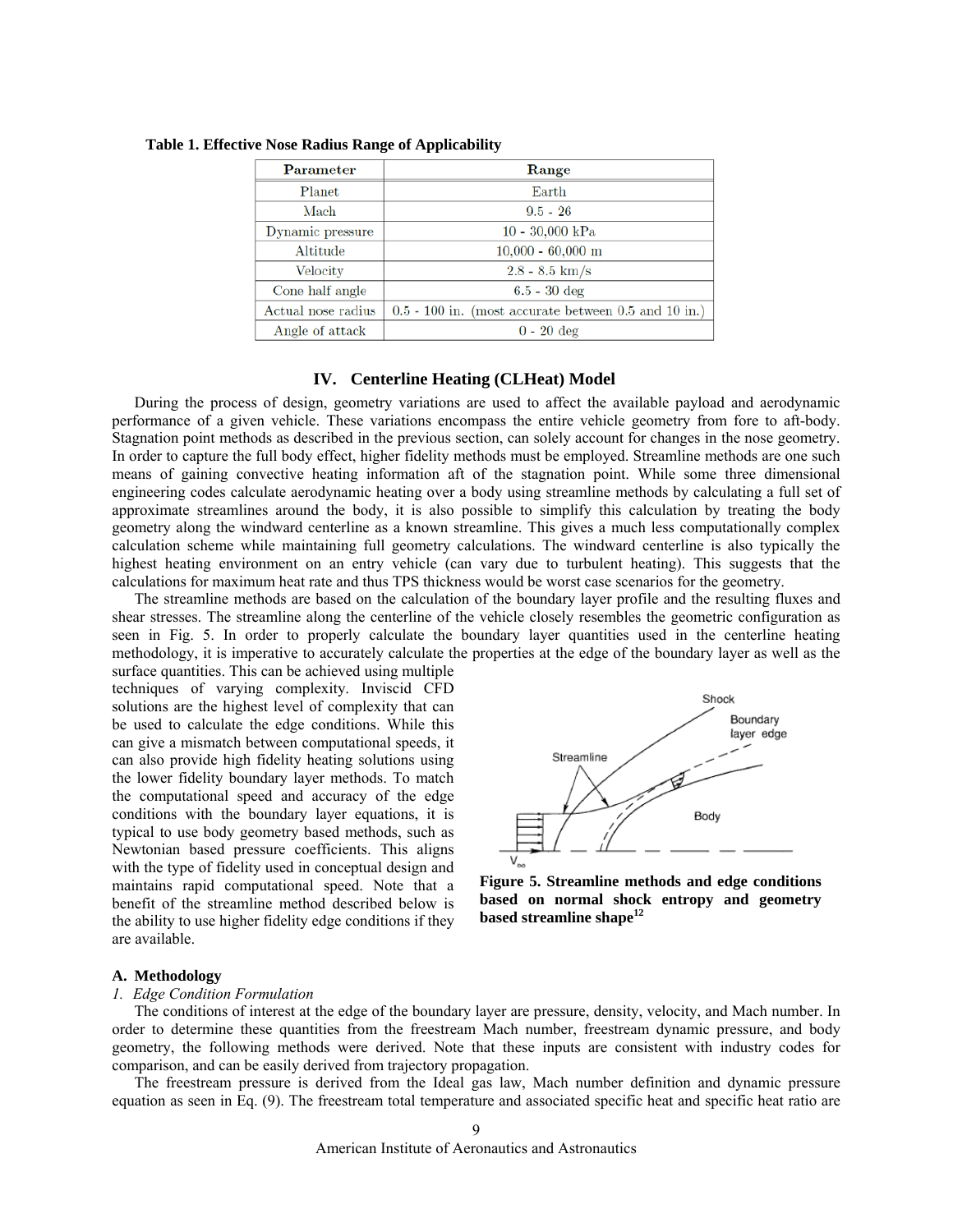**Table 1. Effective Nose Radius Range of Applicability**

| Parameter | Range |
|---|---|
| Planet | Earth |
| Mach | 9.5 - 26 |
| Dynamic pressure | 10 - 30,000 kPa |
| Altitude | 10,000 - 60,000 m |
| Velocity | 2.8 - 8.5 km/s |
| Cone half angle | 6.5 - 30 deg |
| Actual nose radius | 0.5 - 100 in. (most accurate between 0.5 and 10 in.) |
| Angle of attack | 0 - 20 deg |

## IV. Centerline Heating (CLHeat) Model

During the process of design, geometry variations are used to affect the available payload and aerodynamic performance of a given vehicle. These variations encompass the entire vehicle geometry from fore to aft-body. Stagnation point methods as described in the previous section, can solely account for changes in the nose geometry. In order to capture the full body effect, higher fidelity methods must be employed. Streamline methods are one such means of gaining convective heating information aft of the stagnation point. While some three dimensional engineering codes calculate aerodynamic heating over a body using streamline methods by calculating a full set of approximate streamlines around the body, it is also possible to simplify this calculation by treating the body geometry along the windward centerline as a known streamline. This gives a much less computationally complex calculation scheme while maintaining full geometry calculations. The windward centerline is also typically the highest heating environment on an entry vehicle (can vary due to turbulent heating). This suggests that the calculations for maximum heat rate and thus TPS thickness would be worst case scenarios for the geometry.

The streamline methods are based on the calculation of the boundary layer profile and the resulting fluxes and shear stresses. The streamline along the centerline of the vehicle closely resembles the geometric configuration as seen in Fig. 5. In order to properly calculate the boundary layer quantities used in the centerline heating methodology, it is imperative to accurately calculate the properties at the edge of the boundary layer as well as the surface quantities. This can be achieved using multiple techniques of varying complexity. Inviscid CFD solutions are the highest level of complexity that can be used to calculate the edge conditions. While this can give a mismatch between computational speeds, it can also provide high fidelity heating solutions using the lower fidelity boundary layer methods. To match the computational speed and accuracy of the edge conditions with the boundary layer equations, it is typical to use body geometry based methods, such as Newtonian based pressure coefficients. This aligns with the type of fidelity used in conceptual design and maintains rapid computational speed. Note that a benefit of the streamline method described below is the ability to use higher fidelity edge conditions if they are available.

**Figure 5. Streamline methods and edge conditions based on normal shock entropy and geometry based streamline shape[12]**

### A. Methodology

*1. Edge Condition Formulation*

The conditions of interest at the edge of the boundary layer are pressure, density, velocity, and Mach number. In order to determine these quantities from the freestream Mach number, freestream dynamic pressure, and body geometry, the following methods were derived. Note that these inputs are consistent with industry codes for comparison, and can be easily derived from trajectory propagation.

The freestream pressure is derived from the Ideal gas law, Mach number definition and dynamic pressure equation as seen in Eq. (9). The freestream total temperature and associated specific heat and specific heat ratio are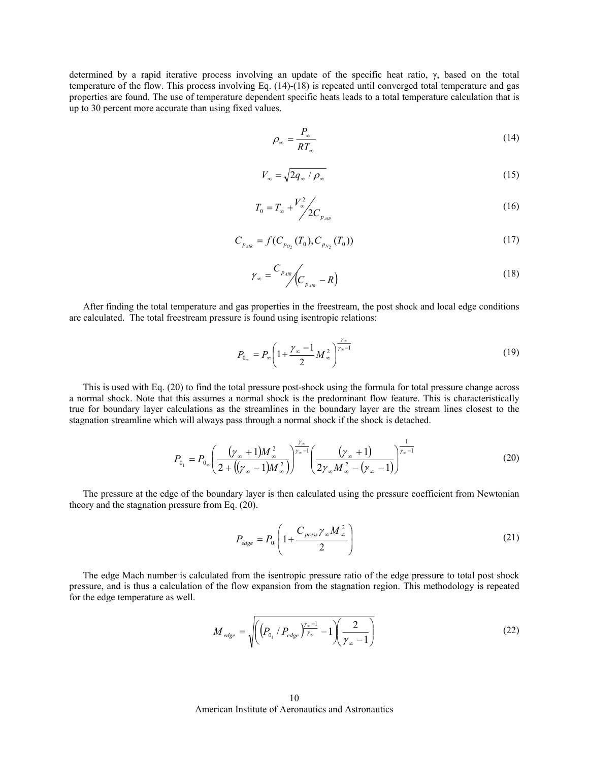determined by a rapid iterative process involving an update of the specific heat ratio, γ, based on the total temperature of the flow. This process involving Eq. (14)-(18) is repeated until converged total temperature and gas properties are found. The use of temperature dependent specific heats leads to a total temperature calculation that is up to 30 percent more accurate than using fixed values.

$$\rho_\infty = \frac{P_\infty}{RT_\infty} \tag{14}$$

$$V_\infty = \sqrt{2q_\infty / \rho_\infty} \tag{15}$$

$$T_0 = T_\infty + \frac{V_\infty^2}{2C_{p_{AIR}}} \tag{16}$$

$$C_{p_{AIR}} = f(C_{p_{O_2}}(T_0), C_{p_{N_2}}(T_0)) \tag{17}$$

$$\gamma_\infty = \frac{C_{p_{AIR}}}{\left(C_{p_{AIR}} - R\right)} \tag{18}$$

After finding the total temperature and gas properties in the freestream, the post shock and local edge conditions are calculated. The total freestream pressure is found using isentropic relations:

$$P_{0_\infty} = P_\infty \left(1 + \frac{\gamma_\infty - 1}{2} M_\infty^2\right)^{\frac{\gamma_\infty}{\gamma_\infty - 1}} \tag{19}$$

This is used with Eq. (20) to find the total pressure post-shock using the formula for total pressure change across a normal shock. Note that this assumes a normal shock is the predominant flow feature. This is characteristically true for boundary layer calculations as the streamlines in the boundary layer are the stream lines closest to the stagnation streamline which will always pass through a normal shock if the shock is detached.

$$P_{0_1} = P_{0_\infty} \left(\frac{(\gamma_\infty + 1)M_\infty^2}{2 + ((\gamma_\infty - 1)M_\infty^2)}\right)^{\frac{\gamma_\infty}{\gamma_\infty - 1}} \left(\frac{(\gamma_\infty + 1)}{2\gamma_\infty M_\infty^2 - (\gamma_\infty - 1)}\right)^{\frac{1}{\gamma_\infty - 1}} \tag{20}$$

The pressure at the edge of the boundary layer is then calculated using the pressure coefficient from Newtonian theory and the stagnation pressure from Eq. (20).

$$P_{edge} = P_{0_1} \left(1 + \frac{C_{press} \gamma_\infty M_\infty^2}{2}\right) \tag{21}$$

The edge Mach number is calculated from the isentropic pressure ratio of the edge pressure to total post shock pressure, and is thus a calculation of the flow expansion from the stagnation region. This methodology is repeated for the edge temperature as well.

$$M_{edge} = \sqrt{\left(\left(P_{0_1} / P_{edge}\right)^{\frac{\gamma_\infty - 1}{\gamma_\infty}} - 1\right)\left(\frac{2}{\gamma_\infty - 1}\right)} \tag{22}$$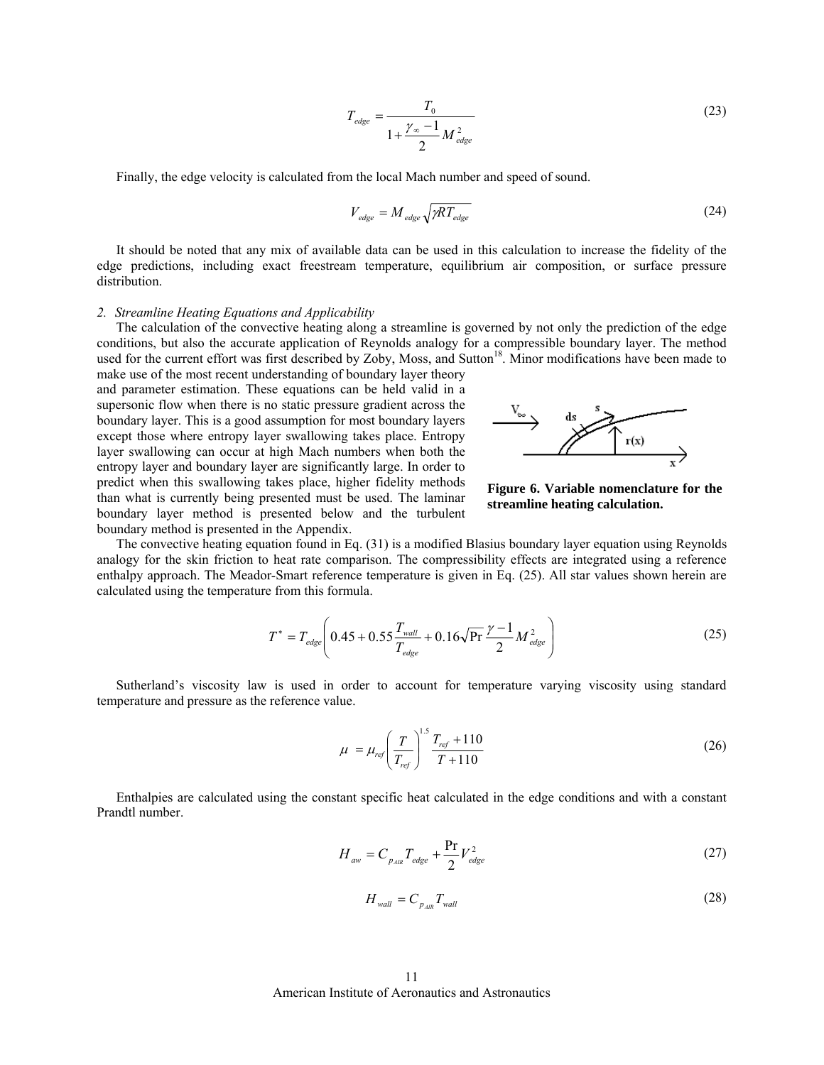$$T_{edge} = \frac{T_0}{1 + \frac{\gamma_\infty - 1}{2} M_{edge}^2} \tag{23}$$

Finally, the edge velocity is calculated from the local Mach number and speed of sound.

$$V_{edge} = M_{edge} \sqrt{\gamma R T_{edge}} \tag{24}$$

It should be noted that any mix of available data can be used in this calculation to increase the fidelity of the edge predictions, including exact freestream temperature, equilibrium air composition, or surface pressure distribution.

*2. Streamline Heating Equations and Applicability*

The calculation of the convective heating along a streamline is governed by not only the prediction of the edge conditions, but also the accurate application of Reynolds analogy for a compressible boundary layer. The method used for the current effort was first described by Zoby, Moss, and Sutton[18]. Minor modifications have been made to make use of the most recent understanding of boundary layer theory and parameter estimation. These equations can be held valid in a supersonic flow when there is no static pressure gradient across the boundary layer. This is a good assumption for most boundary layers except those where entropy layer swallowing takes place. Entropy layer swallowing can occur at high Mach numbers when both the entropy layer and boundary layer are significantly large. In order to predict when this swallowing takes place, higher fidelity methods than what is currently being presented must be used. The laminar boundary layer method is presented below and the turbulent boundary method is presented in the Appendix.

**Figure 6. Variable nomenclature for the streamline heating calculation.**

The convective heating equation found in Eq. (31) is a modified Blasius boundary layer equation using Reynolds analogy for the skin friction to heat rate comparison. The compressibility effects are integrated using a reference enthalpy approach. The Meador-Smart reference temperature is given in Eq. (25). All star values shown herein are calculated using the temperature from this formula.

$$T^* = T_{edge}\left(0.45 + 0.55\frac{T_{wall}}{T_{edge}} + 0.16\sqrt{\Pr}\frac{\gamma - 1}{2}M_{edge}^2\right) \tag{25}$$

Sutherland's viscosity law is used in order to account for temperature varying viscosity using standard temperature and pressure as the reference value.

$$\mu = \mu_{ref}\left(\frac{T}{T_{ref}}\right)^{1.5}\frac{T_{ref} + 110}{T + 110} \tag{26}$$

Enthalpies are calculated using the constant specific heat calculated in the edge conditions and with a constant Prandtl number.

$$H_{aw} = C_{p_{AIR}} T_{edge} + \frac{\Pr}{2} V_{edge}^2 \tag{27}$$

$$H_{wall} = C_{p_{AIR}} T_{wall} \tag{28}$$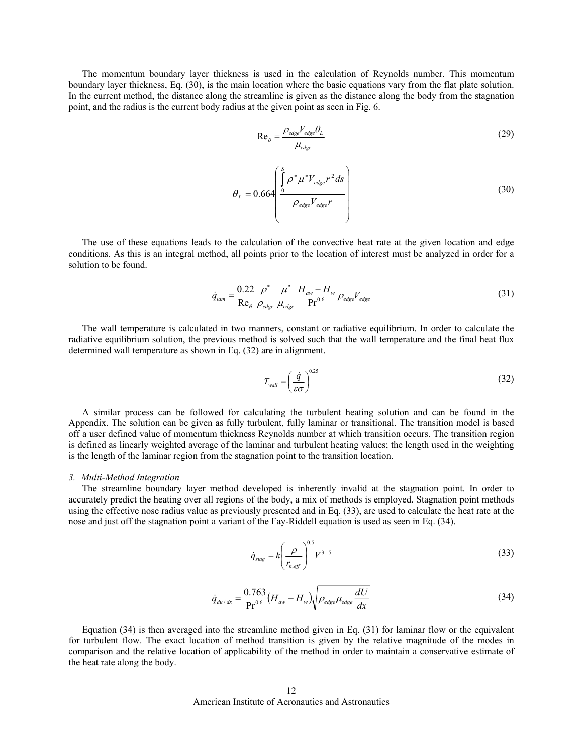The momentum boundary layer thickness is used in the calculation of Reynolds number. This momentum boundary layer thickness, Eq. (30), is the main location where the basic equations vary from the flat plate solution. In the current method, the distance along the streamline is given as the distance along the body from the stagnation point, and the radius is the current body radius at the given point as seen in Fig. 6.

$$\mathrm{Re}_{\theta} = \frac{\rho_{edge} V_{edge} \theta_L}{\mu_{edge}} \tag{29}$$

$$\theta_L = 0.664 \left( \frac{\int_0^S \rho^* \mu^* V_{edge} r^2 \, ds}{\rho_{edge} V_{edge} r} \right) \tag{30}$$

The use of these equations leads to the calculation of the convective heat rate at the given location and edge conditions. As this is an integral method, all points prior to the location of interest must be analyzed in order for a solution to be found.

$$\dot{q}_{lam} = \frac{0.22}{\mathrm{Re}_{\theta}} \frac{\rho^*}{\rho_{edge}} \frac{\mu^*}{\mu_{edge}} \frac{H_{aw} - H_w}{\mathrm{Pr}^{0.6}} \rho_{edge} V_{edge} \tag{31}$$

The wall temperature is calculated in two manners, constant or radiative equilibrium. In order to calculate the radiative equilibrium solution, the previous method is solved such that the wall temperature and the final heat flux determined wall temperature as shown in Eq. (32) are in alignment.

$$T_{wall} = \left( \frac{\dot{q}}{\varepsilon \sigma} \right)^{0.25} \tag{32}$$

A similar process can be followed for calculating the turbulent heating solution and can be found in the Appendix. The solution can be given as fully turbulent, fully laminar or transitional. The transition model is based off a user defined value of momentum thickness Reynolds number at which transition occurs. The transition region is defined as linearly weighted average of the laminar and turbulent heating values; the length used in the weighting is the length of the laminar region from the stagnation point to the transition location.

*3. Multi-Method Integration*

The streamline boundary layer method developed is inherently invalid at the stagnation point. In order to accurately predict the heating over all regions of the body, a mix of methods is employed. Stagnation point methods using the effective nose radius value as previously presented and in Eq. (33), are used to calculate the heat rate at the nose and just off the stagnation point a variant of the Fay-Riddell equation is used as seen in Eq. (34).

$$\dot{q}_{stag} = k \left( \frac{\rho}{r_{n,eff}} \right)^{0.5} V^{3.15} \tag{33}$$

$$\dot{q}_{du/dx} = \frac{0.763}{\mathrm{Pr}^{0.6}} \left( H_{aw} - H_w \right) \sqrt{\rho_{edge} \mu_{edge} \frac{dU}{dx}} \tag{34}$$

Equation (34) is then averaged into the streamline method given in Eq. (31) for laminar flow or the equivalent for turbulent flow. The exact location of method transition is given by the relative magnitude of the modes in comparison and the relative location of applicability of the method in order to maintain a conservative estimate of the heat rate along the body.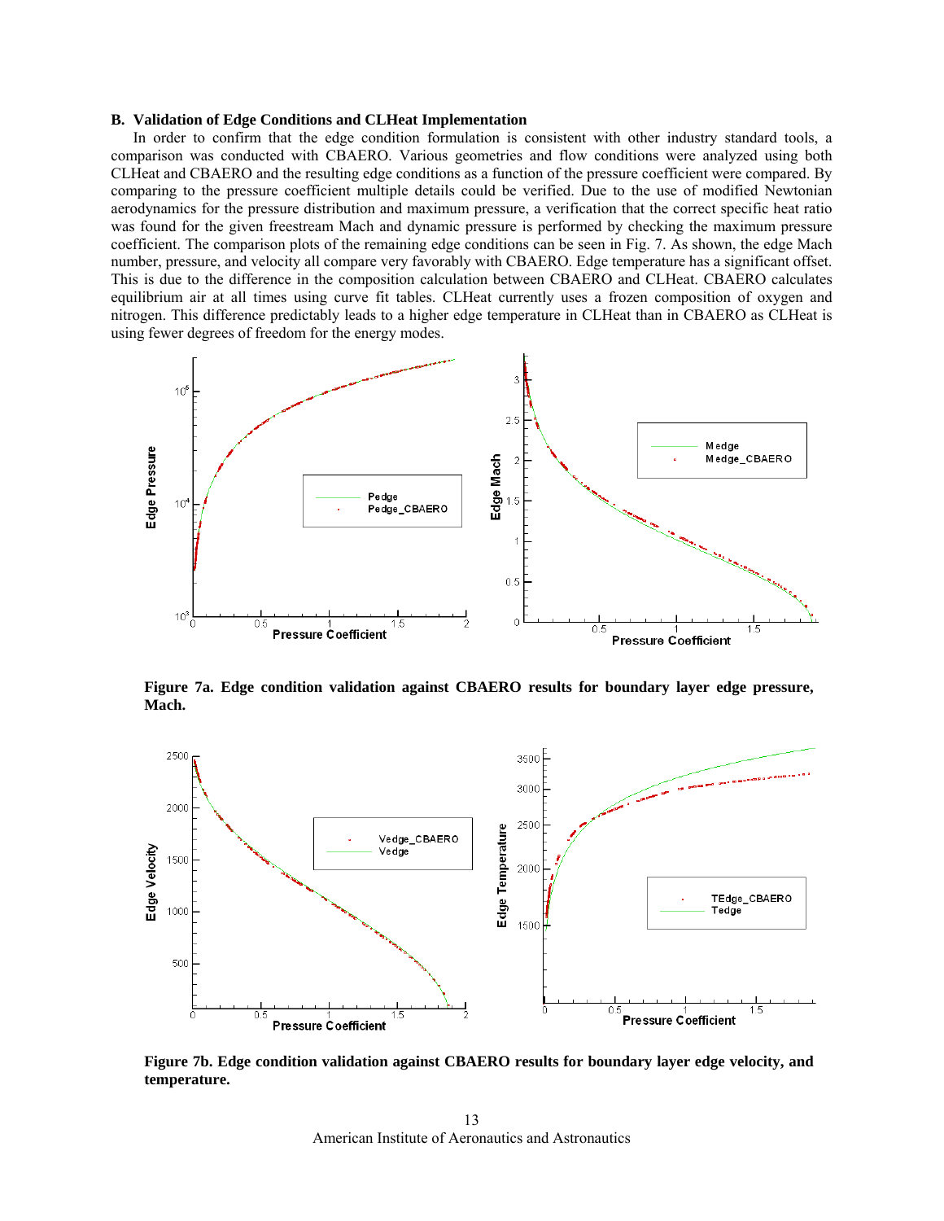### B. Validation of Edge Conditions and CLHeat Implementation

In order to confirm that the edge condition formulation is consistent with other industry standard tools, a comparison was conducted with CBAERO. Various geometries and flow conditions were analyzed using both CLHeat and CBAERO and the resulting edge conditions as a function of the pressure coefficient were compared. By comparing to the pressure coefficient multiple details could be verified. Due to the use of modified Newtonian aerodynamics for the pressure distribution and maximum pressure, a verification that the correct specific heat ratio was found for the given freestream Mach and dynamic pressure is performed by checking the maximum pressure coefficient. The comparison plots of the remaining edge conditions can be seen in Fig. 7. As shown, the edge Mach number, pressure, and velocity all compare very favorably with CBAERO. Edge temperature has a significant offset. This is due to the difference in the composition calculation between CBAERO and CLHeat. CBAERO calculates equilibrium air at all times using curve fit tables. CLHeat currently uses a frozen composition of oxygen and nitrogen. This difference predictably leads to a higher edge temperature in CLHeat than in CBAERO as CLHeat is using fewer degrees of freedom for the energy modes.

**Figure 7a. Edge condition validation against CBAERO results for boundary layer edge pressure, Mach.**

**Figure 7b. Edge condition validation against CBAERO results for boundary layer edge velocity, and temperature.**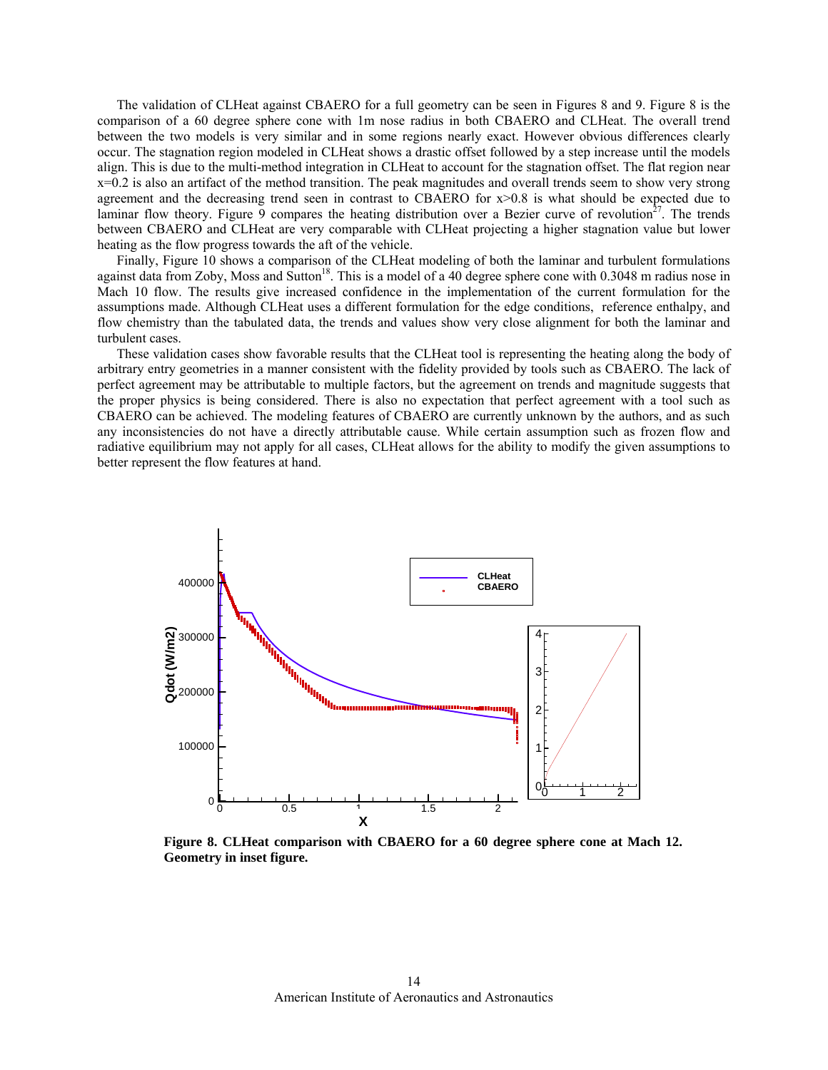The validation of CLHeat against CBAERO for a full geometry can be seen in Figures 8 and 9. Figure 8 is the comparison of a 60 degree sphere cone with 1m nose radius in both CBAERO and CLHeat. The overall trend between the two models is very similar and in some regions nearly exact. However obvious differences clearly occur. The stagnation region modeled in CLHeat shows a drastic offset followed by a step increase until the models align. This is due to the multi-method integration in CLHeat to account for the stagnation offset. The flat region near x=0.2 is also an artifact of the method transition. The peak magnitudes and overall trends seem to show very strong agreement and the decreasing trend seen in contrast to CBAERO for x>0.8 is what should be expected due to laminar flow theory. Figure 9 compares the heating distribution over a Bezier curve of revolution[27]. The trends between CBAERO and CLHeat are very comparable with CLHeat projecting a higher stagnation value but lower heating as the flow progress towards the aft of the vehicle.

Finally, Figure 10 shows a comparison of the CLHeat modeling of both the laminar and turbulent formulations against data from Zoby, Moss and Sutton[18]. This is a model of a 40 degree sphere cone with 0.3048 m radius nose in Mach 10 flow. The results give increased confidence in the implementation of the current formulation for the assumptions made. Although CLHeat uses a different formulation for the edge conditions, reference enthalpy, and flow chemistry than the tabulated data, the trends and values show very close alignment for both the laminar and turbulent cases.

These validation cases show favorable results that the CLHeat tool is representing the heating along the body of arbitrary entry geometries in a manner consistent with the fidelity provided by tools such as CBAERO. The lack of perfect agreement may be attributable to multiple factors, but the agreement on trends and magnitude suggests that the proper physics is being considered. There is also no expectation that perfect agreement with a tool such as CBAERO can be achieved. The modeling features of CBAERO are currently unknown by the authors, and as such any inconsistencies do not have a directly attributable cause. While certain assumption such as frozen flow and radiative equilibrium may not apply for all cases, CLHeat allows for the ability to modify the given assumptions to better represent the flow features at hand.

**Figure 8. CLHeat comparison with CBAERO for a 60 degree sphere cone at Mach 12. Geometry in inset figure.**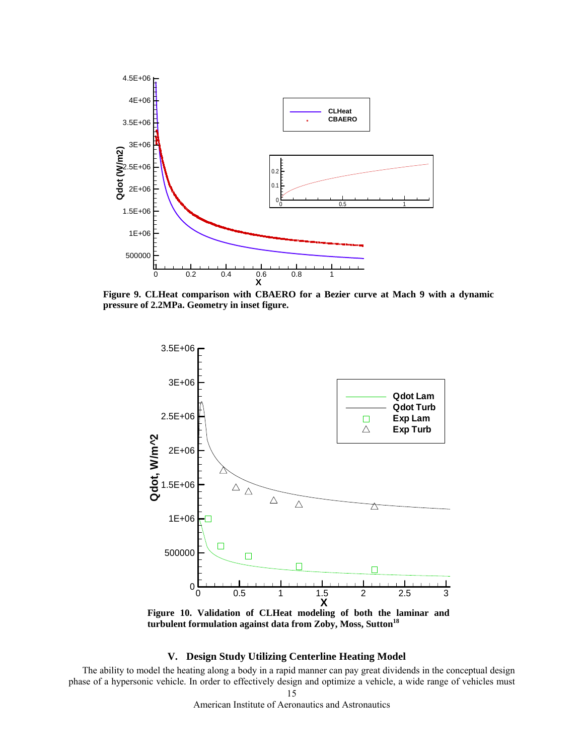**Figure 9. CLHeat comparison with CBAERO for a Bezier curve at Mach 9 with a dynamic pressure of 2.2MPa. Geometry in inset figure.**

**Figure 10. Validation of CLHeat modeling of both the laminar and turbulent formulation against data from Zoby, Moss, Sutton[18]**

## V. Design Study Utilizing Centerline Heating Model

The ability to model the heating along a body in a rapid manner can pay great dividends in the conceptual design phase of a hypersonic vehicle. In order to effectively design and optimize a vehicle, a wide range of vehicles must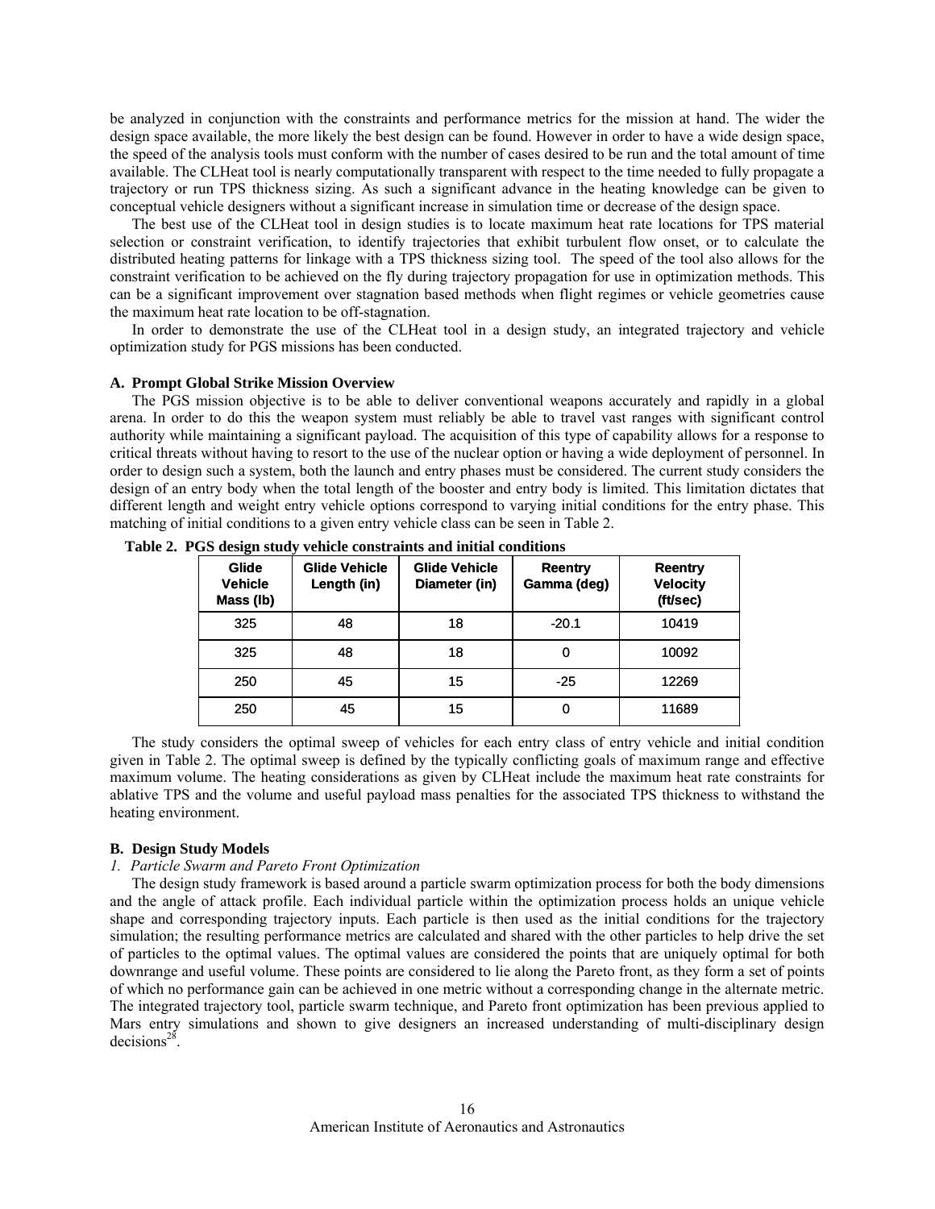be analyzed in conjunction with the constraints and performance metrics for the mission at hand. The wider the design space available, the more likely the best design can be found. However in order to have a wide design space, the speed of the analysis tools must conform with the number of cases desired to be run and the total amount of time available. The CLHeat tool is nearly computationally transparent with respect to the time needed to fully propagate a trajectory or run TPS thickness sizing. As such a significant advance in the heating knowledge can be given to conceptual vehicle designers without a significant increase in simulation time or decrease of the design space.

The best use of the CLHeat tool in design studies is to locate maximum heat rate locations for TPS material selection or constraint verification, to identify trajectories that exhibit turbulent flow onset, or to calculate the distributed heating patterns for linkage with a TPS thickness sizing tool. The speed of the tool also allows for the constraint verification to be achieved on the fly during trajectory propagation for use in optimization methods. This can be a significant improvement over stagnation based methods when flight regimes or vehicle geometries cause the maximum heat rate location to be off-stagnation.

In order to demonstrate the use of the CLHeat tool in a design study, an integrated trajectory and vehicle optimization study for PGS missions has been conducted.

### A. Prompt Global Strike Mission Overview

The PGS mission objective is to be able to deliver conventional weapons accurately and rapidly in a global arena. In order to do this the weapon system must reliably be able to travel vast ranges with significant control authority while maintaining a significant payload. The acquisition of this type of capability allows for a response to critical threats without having to resort to the use of the nuclear option or having a wide deployment of personnel. In order to design such a system, both the launch and entry phases must be considered. The current study considers the design of an entry body when the total length of the booster and entry body is limited. This limitation dictates that different length and weight entry vehicle options correspond to varying initial conditions for the entry phase. This matching of initial conditions to a given entry vehicle class can be seen in Table 2.

**Table 2. PGS design study vehicle constraints and initial conditions**

| Glide Vehicle Mass (lb) | Glide Vehicle Length (in) | Glide Vehicle Diameter (in) | Reentry Gamma (deg) | Reentry Velocity (ft/sec) |
|---|---|---|---|---|
| 325 | 48 | 18 | -20.1 | 10419 |
| 325 | 48 | 18 | 0 | 10092 |
| 250 | 45 | 15 | -25 | 12269 |
| 250 | 45 | 15 | 0 | 11689 |

The study considers the optimal sweep of vehicles for each entry class of entry vehicle and initial condition given in Table 2. The optimal sweep is defined by the typically conflicting goals of maximum range and effective maximum volume. The heating considerations as given by CLHeat include the maximum heat rate constraints for ablative TPS and the volume and useful payload mass penalties for the associated TPS thickness to withstand the heating environment.

### B. Design Study Models

*1. Particle Swarm and Pareto Front Optimization*

The design study framework is based around a particle swarm optimization process for both the body dimensions and the angle of attack profile. Each individual particle within the optimization process holds an unique vehicle shape and corresponding trajectory inputs. Each particle is then used as the initial conditions for the trajectory simulation; the resulting performance metrics are calculated and shared with the other particles to help drive the set of particles to the optimal values. The optimal values are considered the points that are uniquely optimal for both downrange and useful volume. These points are considered to lie along the Pareto front, as they form a set of points of which no performance gain can be achieved in one metric without a corresponding change in the alternate metric. The integrated trajectory tool, particle swarm technique, and Pareto front optimization has been previous applied to Mars entry simulations and shown to give designers an increased understanding of multi-disciplinary design decisions[28].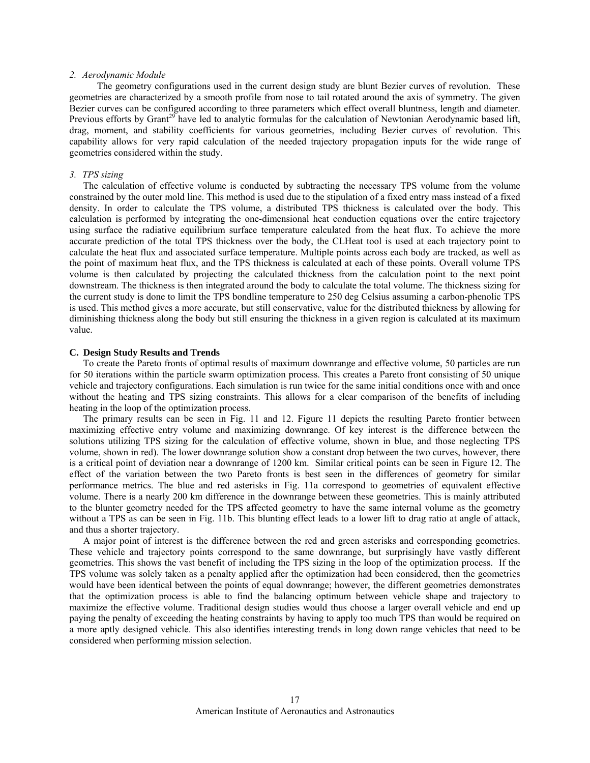*2. Aerodynamic Module*

The geometry configurations used in the current design study are blunt Bezier curves of revolution. These geometries are characterized by a smooth profile from nose to tail rotated around the axis of symmetry. The given Bezier curves can be configured according to three parameters which effect overall bluntness, length and diameter. Previous efforts by Grant[29] have led to analytic formulas for the calculation of Newtonian Aerodynamic based lift, drag, moment, and stability coefficients for various geometries, including Bezier curves of revolution. This capability allows for very rapid calculation of the needed trajectory propagation inputs for the wide range of geometries considered within the study.

*3. TPS sizing*

The calculation of effective volume is conducted by subtracting the necessary TPS volume from the volume constrained by the outer mold line. This method is used due to the stipulation of a fixed entry mass instead of a fixed density. In order to calculate the TPS volume, a distributed TPS thickness is calculated over the body. This calculation is performed by integrating the one-dimensional heat conduction equations over the entire trajectory using surface the radiative equilibrium surface temperature calculated from the heat flux. To achieve the more accurate prediction of the total TPS thickness over the body, the CLHeat tool is used at each trajectory point to calculate the heat flux and associated surface temperature. Multiple points across each body are tracked, as well as the point of maximum heat flux, and the TPS thickness is calculated at each of these points. Overall volume TPS volume is then calculated by projecting the calculated thickness from the calculation point to the next point downstream. The thickness is then integrated around the body to calculate the total volume. The thickness sizing for the current study is done to limit the TPS bondline temperature to 250 deg Celsius assuming a carbon-phenolic TPS is used. This method gives a more accurate, but still conservative, value for the distributed thickness by allowing for diminishing thickness along the body but still ensuring the thickness in a given region is calculated at its maximum value.

### C. Design Study Results and Trends

To create the Pareto fronts of optimal results of maximum downrange and effective volume, 50 particles are run for 50 iterations within the particle swarm optimization process. This creates a Pareto front consisting of 50 unique vehicle and trajectory configurations. Each simulation is run twice for the same initial conditions once with and once without the heating and TPS sizing constraints. This allows for a clear comparison of the benefits of including heating in the loop of the optimization process.

The primary results can be seen in Fig. 11 and 12. Figure 11 depicts the resulting Pareto frontier between maximizing effective entry volume and maximizing downrange. Of key interest is the difference between the solutions utilizing TPS sizing for the calculation of effective volume, shown in blue, and those neglecting TPS volume, shown in red). The lower downrange solution show a constant drop between the two curves, however, there is a critical point of deviation near a downrange of 1200 km. Similar critical points can be seen in Figure 12. The effect of the variation between the two Pareto fronts is best seen in the differences of geometry for similar performance metrics. The blue and red asterisks in Fig. 11a correspond to geometries of equivalent effective volume. There is a nearly 200 km difference in the downrange between these geometries. This is mainly attributed to the blunter geometry needed for the TPS affected geometry to have the same internal volume as the geometry without a TPS as can be seen in Fig. 11b. This blunting effect leads to a lower lift to drag ratio at angle of attack, and thus a shorter trajectory.

A major point of interest is the difference between the red and green asterisks and corresponding geometries. These vehicle and trajectory points correspond to the same downrange, but surprisingly have vastly different geometries. This shows the vast benefit of including the TPS sizing in the loop of the optimization process. If the TPS volume was solely taken as a penalty applied after the optimization had been considered, then the geometries would have been identical between the points of equal downrange; however, the different geometries demonstrates that the optimization process is able to find the balancing optimum between vehicle shape and trajectory to maximize the effective volume. Traditional design studies would thus choose a larger overall vehicle and end up paying the penalty of exceeding the heating constraints by having to apply too much TPS than would be required on a more aptly designed vehicle. This also identifies interesting trends in long down range vehicles that need to be considered when performing mission selection.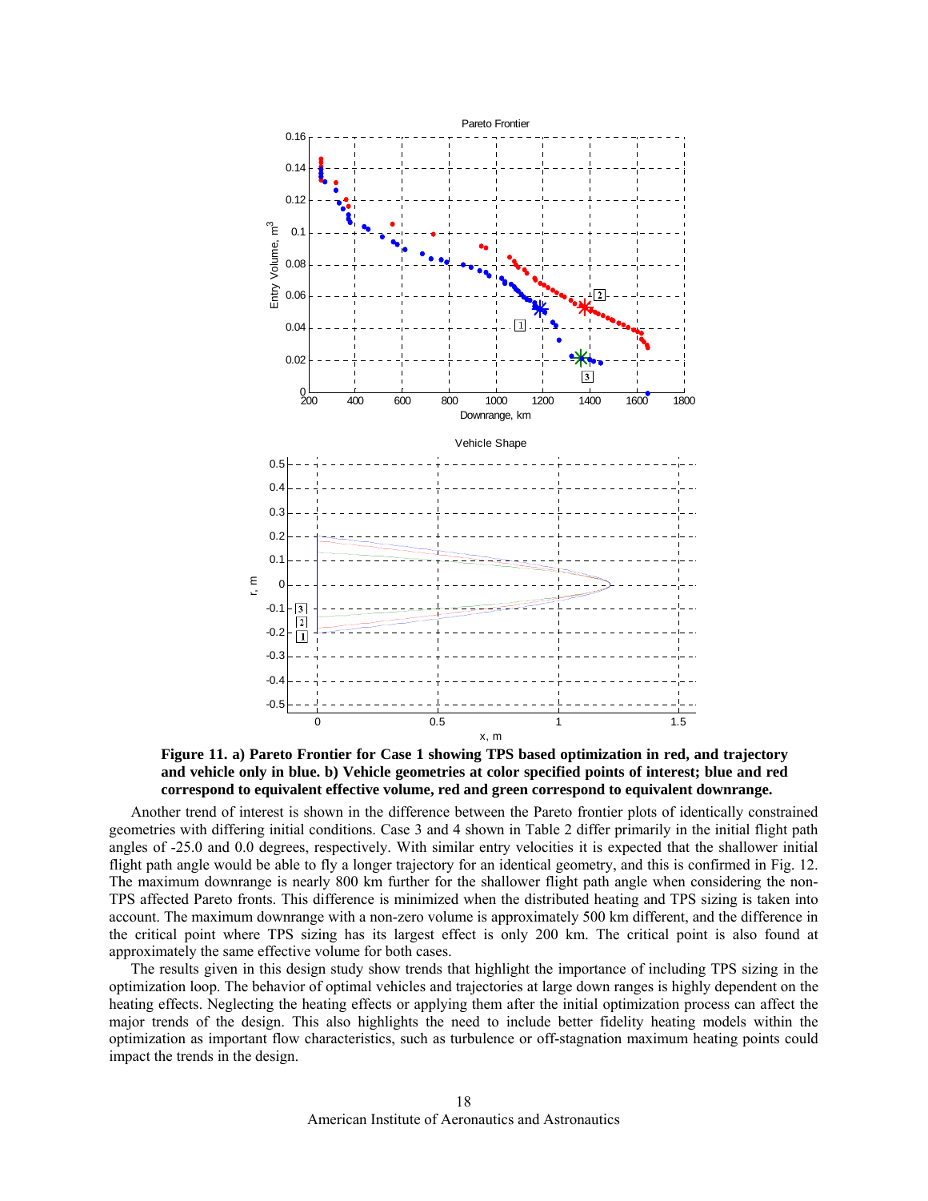**Figure 11. a) Pareto Frontier for Case 1 showing TPS based optimization in red, and trajectory and vehicle only in blue. b) Vehicle geometries at color specified points of interest; blue and red correspond to equivalent effective volume, red and green correspond to equivalent downrange.**

Another trend of interest is shown in the difference between the Pareto frontier plots of identically constrained geometries with differing initial conditions. Case 3 and 4 shown in Table 2 differ primarily in the initial flight path angles of -25.0 and 0.0 degrees, respectively. With similar entry velocities it is expected that the shallower initial flight path angle would be able to fly a longer trajectory for an identical geometry, and this is confirmed in Fig. 12. The maximum downrange is nearly 800 km further for the shallower flight path angle when considering the non-TPS affected Pareto fronts. This difference is minimized when the distributed heating and TPS sizing is taken into account. The maximum downrange with a non-zero volume is approximately 500 km different, and the difference in the critical point where TPS sizing has its largest effect is only 200 km. The critical point is also found at approximately the same effective volume for both cases.

The results given in this design study show trends that highlight the importance of including TPS sizing in the optimization loop. The behavior of optimal vehicles and trajectories at large down ranges is highly dependent on the heating effects. Neglecting the heating effects or applying them after the initial optimization process can affect the major trends of the design. This also highlights the need to include better fidelity heating models within the optimization as important flow characteristics, such as turbulence or off-stagnation maximum heating points could impact the trends in the design.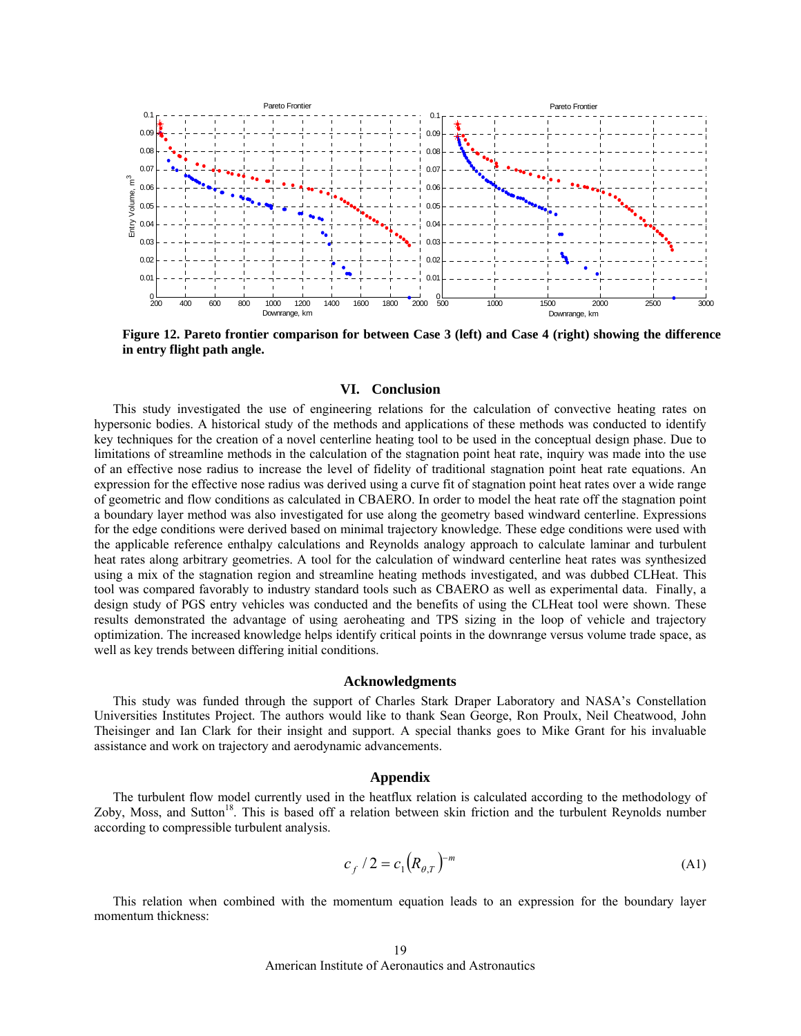Figure 12. Pareto frontier comparison for between Case 3 (left) and Case 4 (right) showing the difference in entry flight path angle.

## VI. Conclusion

This study investigated the use of engineering relations for the calculation of convective heating rates on hypersonic bodies. A historical study of the methods and applications of these methods was conducted to identify key techniques for the creation of a novel centerline heating tool to be used in the conceptual design phase. Due to limitations of streamline methods in the calculation of the stagnation point heat rate, inquiry was made into the use of an effective nose radius to increase the level of fidelity of traditional stagnation point heat rate equations. An expression for the effective nose radius was derived using a curve fit of stagnation point heat rates over a wide range of geometric and flow conditions as calculated in CBAERO. In order to model the heat rate off the stagnation point a boundary layer method was also investigated for use along the geometry based windward centerline. Expressions for the edge conditions were derived based on minimal trajectory knowledge. These edge conditions were used with the applicable reference enthalpy calculations and Reynolds analogy approach to calculate laminar and turbulent heat rates along arbitrary geometries. A tool for the calculation of windward centerline heat rates was synthesized using a mix of the stagnation region and streamline heating methods investigated, and was dubbed CLHeat. This tool was compared favorably to industry standard tools such as CBAERO as well as experimental data. Finally, a design study of PGS entry vehicles was conducted and the benefits of using the CLHeat tool were shown. These results demonstrated the advantage of using aeroheating and TPS sizing in the loop of vehicle and trajectory optimization. The increased knowledge helps identify critical points in the downrange versus volume trade space, as well as key trends between differing initial conditions.

## Acknowledgments

This study was funded through the support of Charles Stark Draper Laboratory and NASA's Constellation Universities Institutes Project. The authors would like to thank Sean George, Ron Proulx, Neil Cheatwood, John Theisinger and Ian Clark for their insight and support. A special thanks goes to Mike Grant for his invaluable assistance and work on trajectory and aerodynamic advancements.

## Appendix

The turbulent flow model currently used in the heatflux relation is calculated according to the methodology of Zoby, Moss, and Sutton[18]. This is based off a relation between skin friction and the turbulent Reynolds number according to compressible turbulent analysis.

$$c_f / 2 = c_1 \left(R_{\theta,T}\right)^{-m} \tag{A1}$$

This relation when combined with the momentum equation leads to an expression for the boundary layer momentum thickness: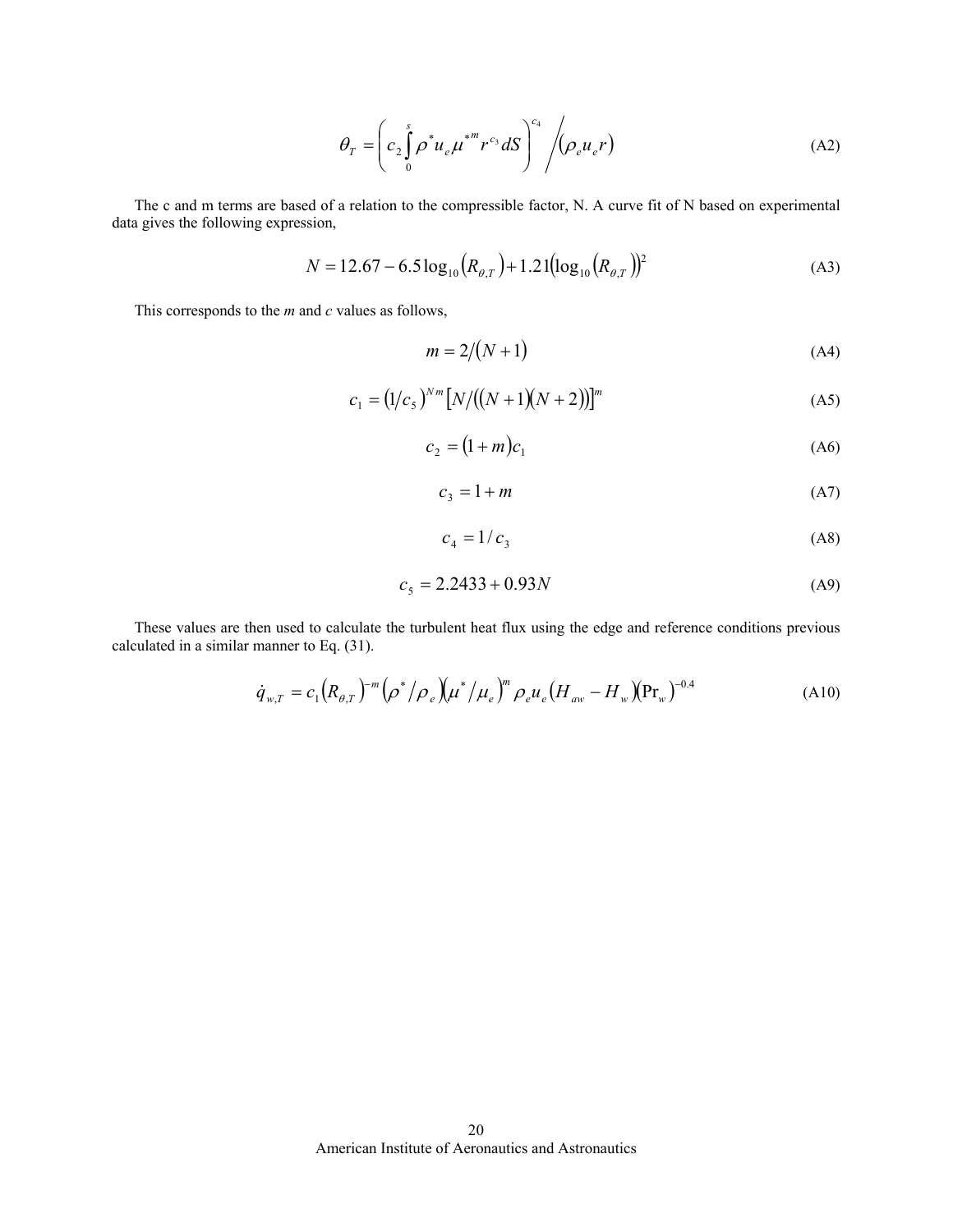$$\theta_T = \left( c_2 \int_0^s \rho^* u_e \mu^{*m} r^{c_3} dS \right)^{c_4} \bigg/ \left( \rho_e u_e r \right) \tag{A2}$$

The c and m terms are based of a relation to the compressible factor, N. A curve fit of N based on experimental data gives the following expression,

$$N = 12.67 - 6.5\log_{10}\left(R_{\theta,T}\right) + 1.21\left(\log_{10}\left(R_{\theta,T}\right)\right)^2 \tag{A3}$$

This corresponds to the *m* and *c* values as follows,

$$m = 2/\left(N+1\right) \tag{A4}$$

$$c_1 = \left(1/c_5\right)^{Nm}\left[N/\left(\left(N+1\right)\left(N+2\right)\right)\right]^m \tag{A5}$$

$$c_2 = \left(1+m\right)c_1 \tag{A6}$$

$$c_3 = 1+m \tag{A7}$$

$$c_4 = 1/c_3 \tag{A8}$$

$$c_5 = 2.2433 + 0.93N \tag{A9}$$

These values are then used to calculate the turbulent heat flux using the edge and reference conditions previous calculated in a similar manner to Eq. (31).

$$\dot{q}_{w,T} = c_1\left(R_{\theta,T}\right)^{-m}\left(\rho^*/\rho_e\right)\left(\mu^*/\mu_e\right)^m \rho_e u_e \left(H_{aw} - H_w\right)\left(\Pr_w\right)^{-0.4} \tag{A10}$$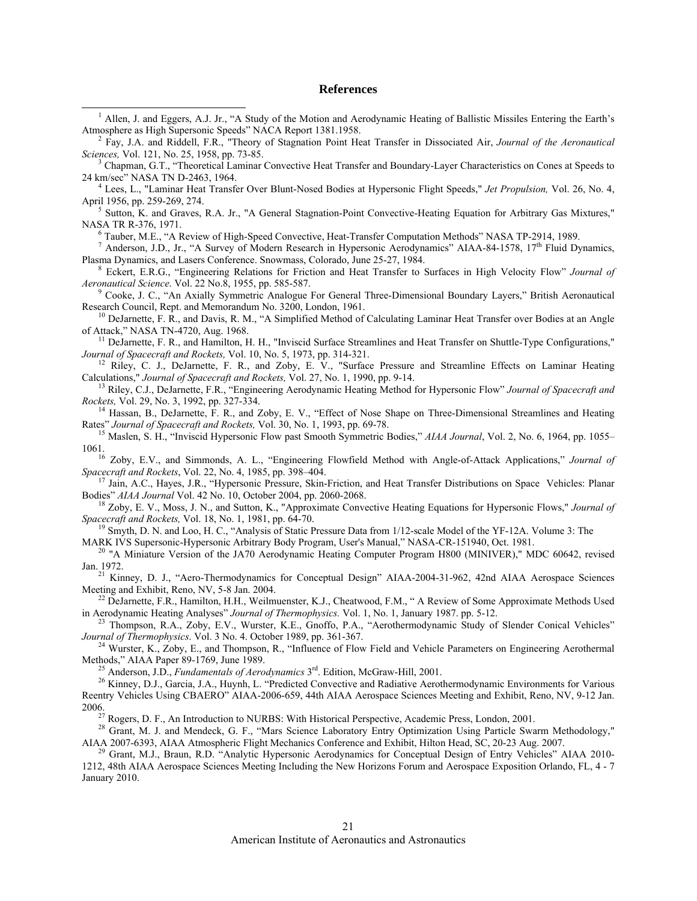## References

[1] Allen, J. and Eggers, A.J. Jr., "A Study of the Motion and Aerodynamic Heating of Ballistic Missiles Entering the Earth's Atmosphere as High Supersonic Speeds" NACA Report 1381.1958.

[2] Fay, J.A. and Riddell, F.R., "Theory of Stagnation Point Heat Transfer in Dissociated Air, *Journal of the Aeronautical Sciences,* Vol. 121, No. 25, 1958, pp. 73-85.

[3] Chapman, G.T., "Theoretical Laminar Convective Heat Transfer and Boundary-Layer Characteristics on Cones at Speeds to 24 km/sec" NASA TN D-2463, 1964.

[4] Lees, L., "Laminar Heat Transfer Over Blunt-Nosed Bodies at Hypersonic Flight Speeds," *Jet Propulsion,* Vol. 26, No. 4, April 1956, pp. 259-269, 274.

[5] Sutton, K. and Graves, R.A. Jr., "A General Stagnation-Point Convective-Heating Equation for Arbitrary Gas Mixtures," NASA TR R-376, 1971.

[6] Tauber, M.E., "A Review of High-Speed Convective, Heat-Transfer Computation Methods" NASA TP-2914, 1989.

[7] Anderson, J.D., Jr., "A Survey of Modern Research in Hypersonic Aerodynamics" AIAA-84-1578, 17th Fluid Dynamics, Plasma Dynamics, and Lasers Conference. Snowmass, Colorado, June 25-27, 1984.

[8] Eckert, E.R.G., "Engineering Relations for Friction and Heat Transfer to Surfaces in High Velocity Flow" *Journal of Aeronautical Science*. Vol. 22 No.8, 1955, pp. 585-587.

[9] Cooke, J. C., "An Axially Symmetric Analogue For General Three-Dimensional Boundary Layers," British Aeronautical Research Council, Rept. and Memorandum No. 3200, London, 1961.

[10] DeJarnette, F. R., and Davis, R. M., "A Simplified Method of Calculating Laminar Heat Transfer over Bodies at an Angle of Attack," NASA TN-4720, Aug. 1968.

[11] DeJarnette, F. R., and Hamilton, H. H., "Inviscid Surface Streamlines and Heat Transfer on Shuttle-Type Configurations," *Journal of Spacecraft and Rockets,* Vol. 10, No. 5, 1973, pp. 314-321.

[12] Riley, C. J., DeJarnette, F. R., and Zoby, E. V., "Surface Pressure and Streamline Effects on Laminar Heating Calculations," *Journal of Spacecraft and Rockets,* Vol. 27, No. 1, 1990, pp. 9-14.

[13] Riley, C.J., DeJarnette, F.R., "Engineering Aerodynamic Heating Method for Hypersonic Flow" *Journal of Spacecraft and Rockets,* Vol. 29, No. 3, 1992, pp. 327-334.

[14] Hassan, B., DeJarnette, F. R., and Zoby, E. V., "Effect of Nose Shape on Three-Dimensional Streamlines and Heating Rates" *Journal of Spacecraft and Rockets,* Vol. 30, No. 1, 1993, pp. 69-78.

[15] Maslen, S. H., "Inviscid Hypersonic Flow past Smooth Symmetric Bodies," *AIAA Journal*, Vol. 2, No. 6, 1964, pp. 1055–1061.

[16] Zoby, E.V., and Simmonds, A. L., "Engineering Flowfield Method with Angle-of-Attack Applications," *Journal of Spacecraft and Rockets*, Vol. 22, No. 4, 1985, pp. 398–404.

[17] Jain, A.C., Hayes, J.R., "Hypersonic Pressure, Skin-Friction, and Heat Transfer Distributions on Space Vehicles: Planar Bodies" *AIAA Journal* Vol. 42 No. 10, October 2004, pp. 2060-2068.

[18] Zoby, E. V., Moss, J. N., and Sutton, K., "Approximate Convective Heating Equations for Hypersonic Flows," *Journal of Spacecraft and Rockets,* Vol. 18, No. 1, 1981, pp. 64-70.

[19] Smyth, D. N. and Loo, H. C., "Analysis of Static Pressure Data from 1/12-scale Model of the YF-12A. Volume 3: The MARK IVS Supersonic-Hypersonic Arbitrary Body Program, User's Manual," NASA-CR-151940, Oct. 1981.

[20] "A Miniature Version of the JA70 Aerodynamic Heating Computer Program H800 (MINIVER)," MDC 60642, revised Jan. 1972.

[21] Kinney, D. J., "Aero-Thermodynamics for Conceptual Design" AIAA-2004-31-962, 42nd AIAA Aerospace Sciences Meeting and Exhibit, Reno, NV, 5-8 Jan. 2004.

[22] DeJarnette, F.R., Hamilton, H.H., Weilmuenster, K.J., Cheatwood, F.M., " A Review of Some Approximate Methods Used in Aerodynamic Heating Analyses" *Journal of Thermophysics.* Vol. 1, No. 1, January 1987. pp. 5-12.

[23] Thompson, R.A., Zoby, E.V., Wurster, K.E., Gnoffo, P.A., "Aerothermodynamic Study of Slender Conical Vehicles" *Journal of Thermophysics*. Vol. 3 No. 4. October 1989, pp. 361-367.

[24] Wurster, K., Zoby, E., and Thompson, R., "Influence of Flow Field and Vehicle Parameters on Engineering Aerothermal Methods," AIAA Paper 89-1769, June 1989.

[25] Anderson, J.D., *Fundamentals of Aerodynamics* 3rd. Edition, McGraw-Hill, 2001.

[26] Kinney, D.J., Garcia, J.A., Huynh, L. "Predicted Convective and Radiative Aerothermodynamic Environments for Various Reentry Vehicles Using CBAERO" AIAA-2006-659, 44th AIAA Aerospace Sciences Meeting and Exhibit, Reno, NV, 9-12 Jan. 2006.

[27] Rogers, D. F., An Introduction to NURBS: With Historical Perspective, Academic Press, London, 2001.

[28] Grant, M. J. and Mendeck, G. F., "Mars Science Laboratory Entry Optimization Using Particle Swarm Methodology," AIAA 2007-6393, AIAA Atmospheric Flight Mechanics Conference and Exhibit, Hilton Head, SC, 20-23 Aug. 2007.

[29] Grant, M.J., Braun, R.D. "Analytic Hypersonic Aerodynamics for Conceptual Design of Entry Vehicles" AIAA 2010-1212, 48th AIAA Aerospace Sciences Meeting Including the New Horizons Forum and Aerospace Exposition Orlando, FL, 4 - 7 January 2010.